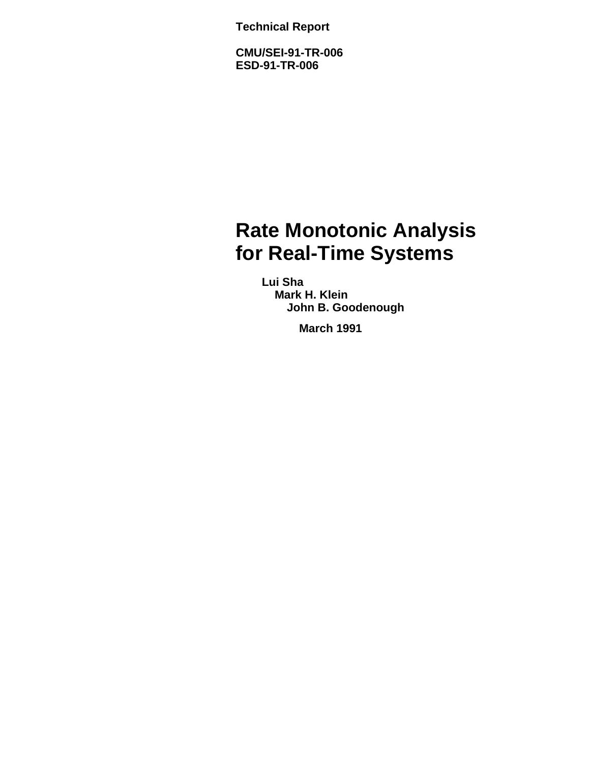**Technical Report**

**CMU/SEI-91-TR-006**
**ESD-91-TR-006**

# Rate Monotonic Analysis for Real-Time Systems

**Lui Sha**
**Mark H. Klein**
**John B. Goodenough**

**March 1991**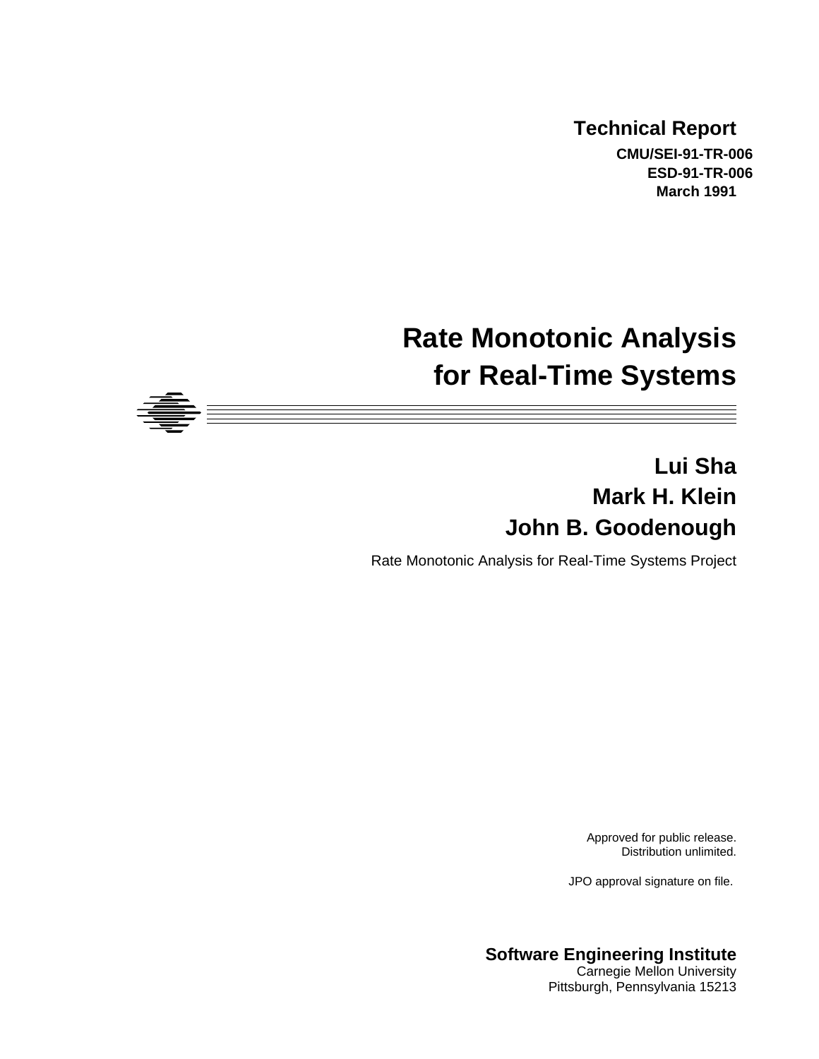**Technical Report**

**CMU/SEI-91-TR-006**
**ESD-91-TR-006**
**March 1991**

# Rate Monotonic Analysis for Real-Time Systems

**Lui Sha**
**Mark H. Klein**
**John B. Goodenough**

Rate Monotonic Analysis for Real-Time Systems Project

Approved for public release.
Distribution unlimited.

JPO approval signature on file.

**Software Engineering Institute**
Carnegie Mellon University
Pittsburgh, Pennsylvania 15213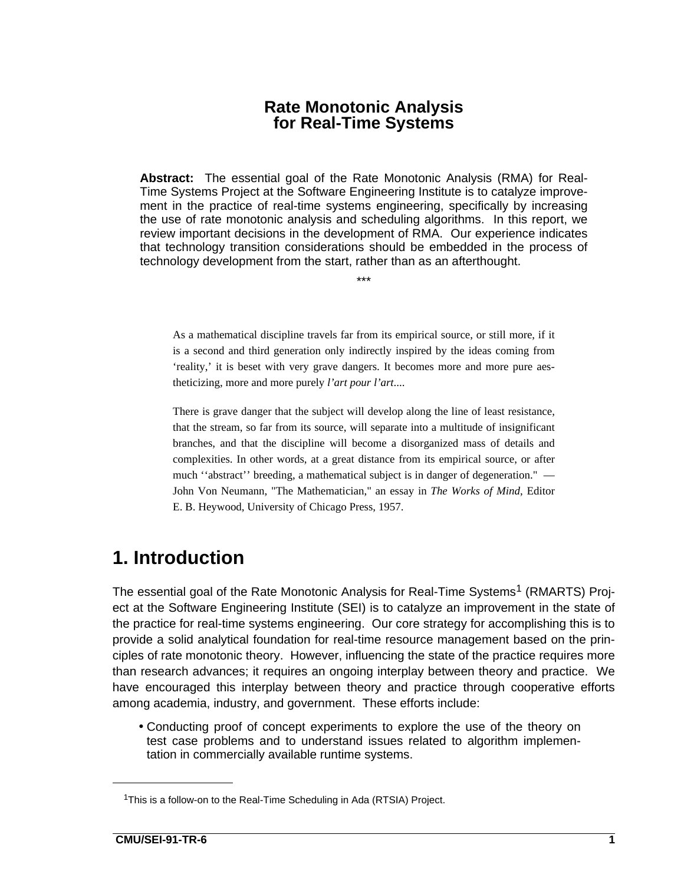# Rate Monotonic Analysis for Real-Time Systems

**Abstract:** The essential goal of the Rate Monotonic Analysis (RMA) for Real-Time Systems Project at the Software Engineering Institute is to catalyze improvement in the practice of real-time systems engineering, specifically by increasing the use of rate monotonic analysis and scheduling algorithms. In this report, we review important decisions in the development of RMA. Our experience indicates that technology transition considerations should be embedded in the process of technology development from the start, rather than as an afterthought.

***

> As a mathematical discipline travels far from its empirical source, or still more, if it is a second and third generation only indirectly inspired by the ideas coming from 'reality,' it is beset with very grave dangers. It becomes more and more pure aestheticizing, more and more purely *l'art pour l'art*....
>
> There is grave danger that the subject will develop along the line of least resistance, that the stream, so far from its source, will separate into a multitude of insignificant branches, and that the discipline will become a disorganized mass of details and complexities. In other words, at a great distance from its empirical source, or after much ''abstract'' breeding, a mathematical subject is in danger of degeneration." — John Von Neumann, "The Mathematician," an essay in *The Works of Mind*, Editor E. B. Heywood, University of Chicago Press, 1957.

# 1. Introduction

The essential goal of the Rate Monotonic Analysis for Real-Time Systems[1] (RMARTS) Project at the Software Engineering Institute (SEI) is to catalyze an improvement in the state of the practice for real-time systems engineering. Our core strategy for accomplishing this is to provide a solid analytical foundation for real-time resource management based on the principles of rate monotonic theory. However, influencing the state of the practice requires more than research advances; it requires an ongoing interplay between theory and practice. We have encouraged this interplay between theory and practice through cooperative efforts among academia, industry, and government. These efforts include:

- Conducting proof of concept experiments to explore the use of the theory on test case problems and to understand issues related to algorithm implementation in commercially available runtime systems.

[1] This is a follow-on to the Real-Time Scheduling in Ada (RTSIA) Project.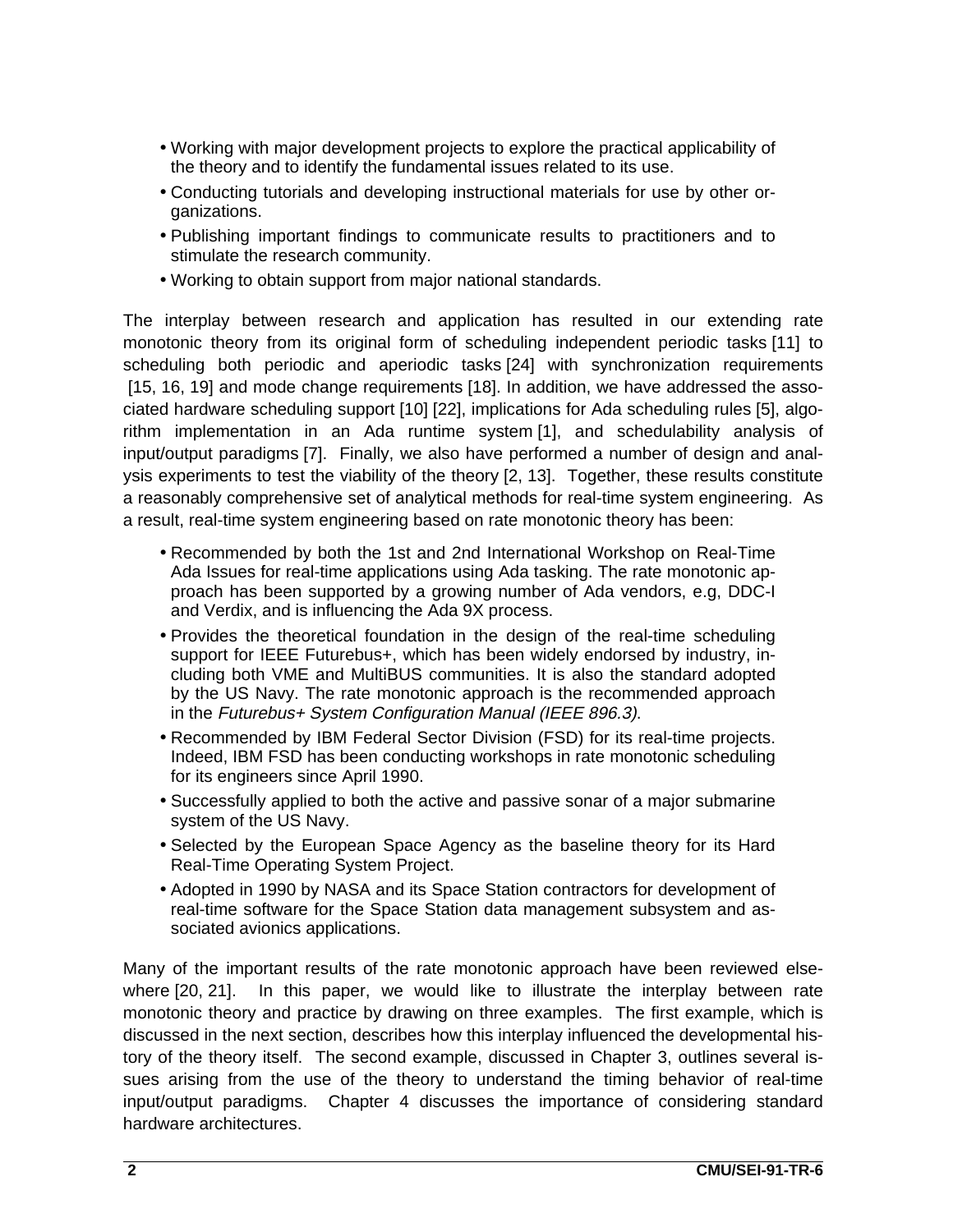- Working with major development projects to explore the practical applicability of the theory and to identify the fundamental issues related to its use.
- Conducting tutorials and developing instructional materials for use by other organizations.
- Publishing important findings to communicate results to practitioners and to stimulate the research community.
- Working to obtain support from major national standards.

The interplay between research and application has resulted in our extending rate monotonic theory from its original form of scheduling independent periodic tasks [11] to scheduling both periodic and aperiodic tasks [24] with synchronization requirements [15, 16, 19] and mode change requirements [18]. In addition, we have addressed the associated hardware scheduling support [10] [22], implications for Ada scheduling rules [5], algorithm implementation in an Ada runtime system [1], and schedulability analysis of input/output paradigms [7]. Finally, we also have performed a number of design and analysis experiments to test the viability of the theory [2, 13]. Together, these results constitute a reasonably comprehensive set of analytical methods for real-time system engineering. As a result, real-time system engineering based on rate monotonic theory has been:

- Recommended by both the 1st and 2nd International Workshop on Real-Time Ada Issues for real-time applications using Ada tasking. The rate monotonic approach has been supported by a growing number of Ada vendors, e.g, DDC-I and Verdix, and is influencing the Ada 9X process.
- Provides the theoretical foundation in the design of the real-time scheduling support for IEEE Futurebus+, which has been widely endorsed by industry, including both VME and MultiBUS communities. It is also the standard adopted by the US Navy. The rate monotonic approach is the recommended approach in the *Futurebus+ System Configuration Manual (IEEE 896.3)*.
- Recommended by IBM Federal Sector Division (FSD) for its real-time projects. Indeed, IBM FSD has been conducting workshops in rate monotonic scheduling for its engineers since April 1990.
- Successfully applied to both the active and passive sonar of a major submarine system of the US Navy.
- Selected by the European Space Agency as the baseline theory for its Hard Real-Time Operating System Project.
- Adopted in 1990 by NASA and its Space Station contractors for development of real-time software for the Space Station data management subsystem and associated avionics applications.

Many of the important results of the rate monotonic approach have been reviewed elsewhere [20, 21]. In this paper, we would like to illustrate the interplay between rate monotonic theory and practice by drawing on three examples. The first example, which is discussed in the next section, describes how this interplay influenced the developmental history of the theory itself. The second example, discussed in Chapter 3, outlines several issues arising from the use of the theory to understand the timing behavior of real-time input/output paradigms. Chapter 4 discusses the importance of considering standard hardware architectures.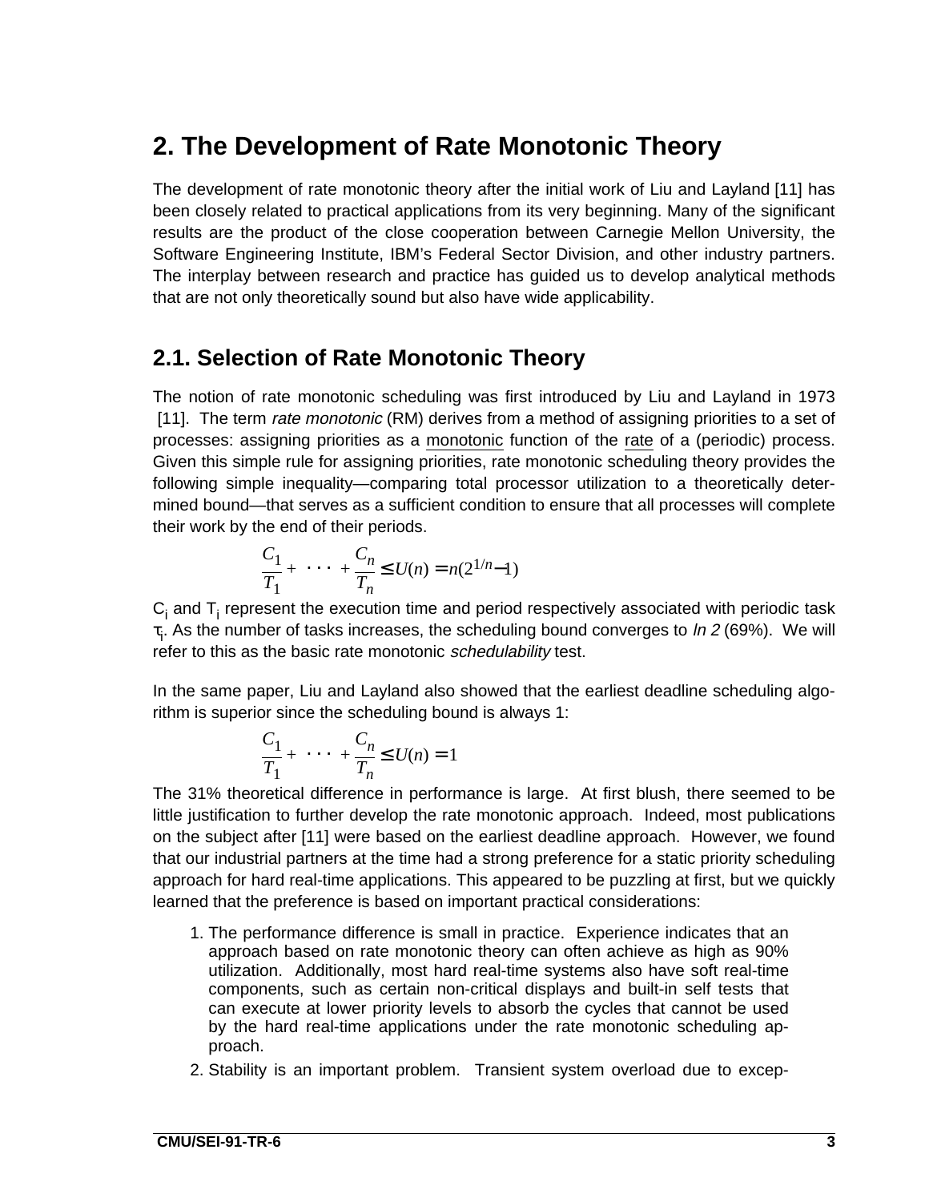# 2. The Development of Rate Monotonic Theory

The development of rate monotonic theory after the initial work of Liu and Layland [11] has been closely related to practical applications from its very beginning. Many of the significant results are the product of the close cooperation between Carnegie Mellon University, the Software Engineering Institute, IBM's Federal Sector Division, and other industry partners. The interplay between research and practice has guided us to develop analytical methods that are not only theoretically sound but also have wide applicability.

## 2.1. Selection of Rate Monotonic Theory

The notion of rate monotonic scheduling was first introduced by Liu and Layland in 1973 [11]. The term *rate monotonic* (RM) derives from a method of assigning priorities to a set of processes: assigning priorities as a monotonic function of the rate of a (periodic) process. Given this simple rule for assigning priorities, rate monotonic scheduling theory provides the following simple inequality—comparing total processor utilization to a theoretically determined bound—that serves as a sufficient condition to ensure that all processes will complete their work by the end of their periods.

$$\frac{C_1}{T_1} + \cdots + \frac{C_n}{T_n} \leq U(n) = n(2^{1/n} - 1)$$

$C_i$ and $T_i$ represent the execution time and period respectively associated with periodic task $\tau_i$. As the number of tasks increases, the scheduling bound converges to *ln 2* (69%). We will refer to this as the basic rate monotonic *schedulability* test.

In the same paper, Liu and Layland also showed that the earliest deadline scheduling algorithm is superior since the scheduling bound is always 1:

$$\frac{C_1}{T_1} + \cdots + \frac{C_n}{T_n} \leq U(n) = 1$$

The 31% theoretical difference in performance is large. At first blush, there seemed to be little justification to further develop the rate monotonic approach. Indeed, most publications on the subject after [11] were based on the earliest deadline approach. However, we found that our industrial partners at the time had a strong preference for a static priority scheduling approach for hard real-time applications. This appeared to be puzzling at first, but we quickly learned that the preference is based on important practical considerations:

1. The performance difference is small in practice. Experience indicates that an approach based on rate monotonic theory can often achieve as high as 90% utilization. Additionally, most hard real-time systems also have soft real-time components, such as certain non-critical displays and built-in self tests that can execute at lower priority levels to absorb the cycles that cannot be used by the hard real-time applications under the rate monotonic scheduling approach.
2. Stability is an important problem. Transient system overload due to excep-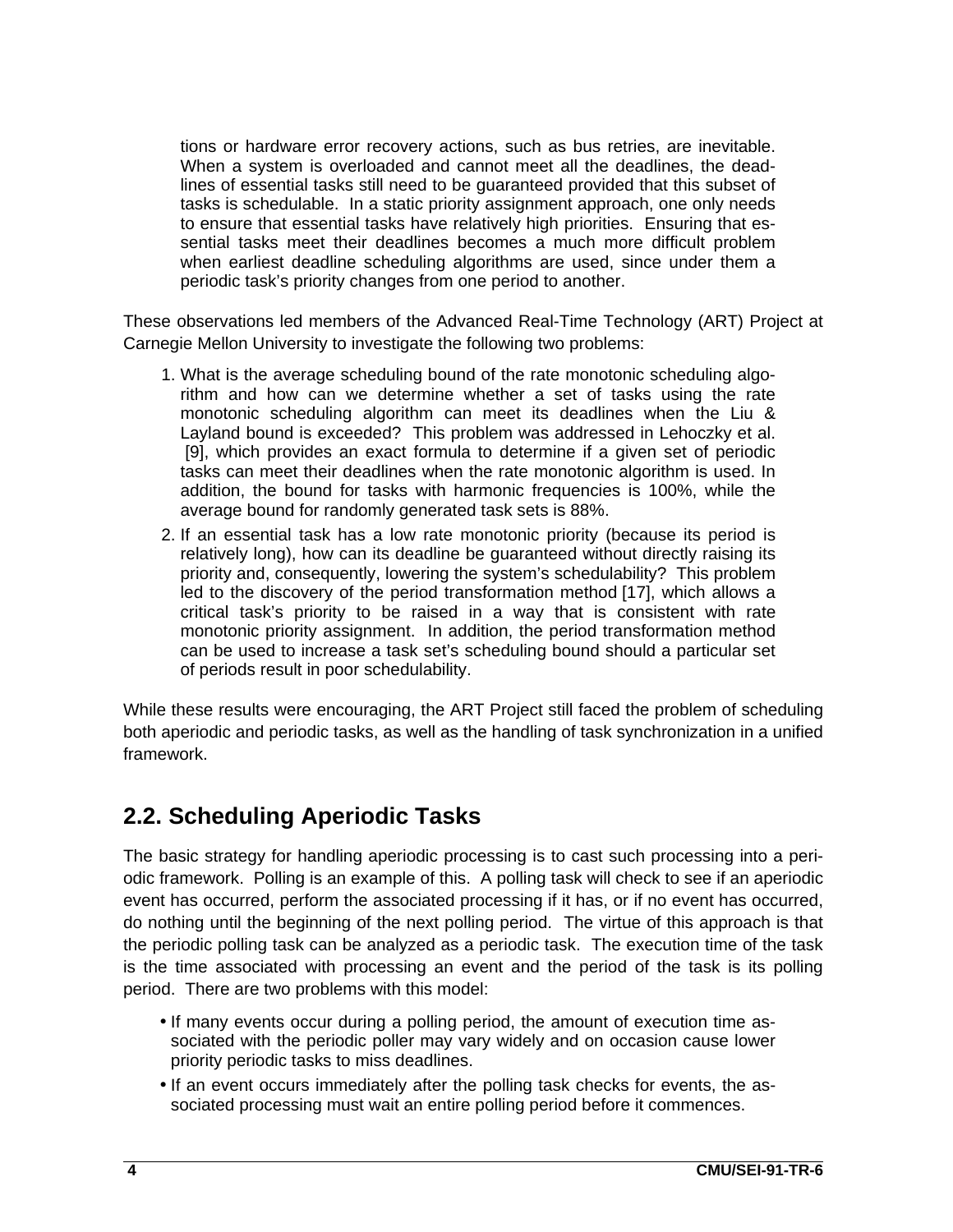tions or hardware error recovery actions, such as bus retries, are inevitable. When a system is overloaded and cannot meet all the deadlines, the deadlines of essential tasks still need to be guaranteed provided that this subset of tasks is schedulable. In a static priority assignment approach, one only needs to ensure that essential tasks have relatively high priorities. Ensuring that essential tasks meet their deadlines becomes a much more difficult problem when earliest deadline scheduling algorithms are used, since under them a periodic task's priority changes from one period to another.

These observations led members of the Advanced Real-Time Technology (ART) Project at Carnegie Mellon University to investigate the following two problems:

1. What is the average scheduling bound of the rate monotonic scheduling algorithm and how can we determine whether a set of tasks using the rate monotonic scheduling algorithm can meet its deadlines when the Liu & Layland bound is exceeded? This problem was addressed in Lehoczky et al. [9], which provides an exact formula to determine if a given set of periodic tasks can meet their deadlines when the rate monotonic algorithm is used. In addition, the bound for tasks with harmonic frequencies is 100%, while the average bound for randomly generated task sets is 88%.
2. If an essential task has a low rate monotonic priority (because its period is relatively long), how can its deadline be guaranteed without directly raising its priority and, consequently, lowering the system's schedulability? This problem led to the discovery of the period transformation method [17], which allows a critical task's priority to be raised in a way that is consistent with rate monotonic priority assignment. In addition, the period transformation method can be used to increase a task set's scheduling bound should a particular set of periods result in poor schedulability.

While these results were encouraging, the ART Project still faced the problem of scheduling both aperiodic and periodic tasks, as well as the handling of task synchronization in a unified framework.

## 2.2. Scheduling Aperiodic Tasks

The basic strategy for handling aperiodic processing is to cast such processing into a periodic framework. Polling is an example of this. A polling task will check to see if an aperiodic event has occurred, perform the associated processing if it has, or if no event has occurred, do nothing until the beginning of the next polling period. The virtue of this approach is that the periodic polling task can be analyzed as a periodic task. The execution time of the task is the time associated with processing an event and the period of the task is its polling period. There are two problems with this model:

- If many events occur during a polling period, the amount of execution time associated with the periodic poller may vary widely and on occasion cause lower priority periodic tasks to miss deadlines.
- If an event occurs immediately after the polling task checks for events, the associated processing must wait an entire polling period before it commences.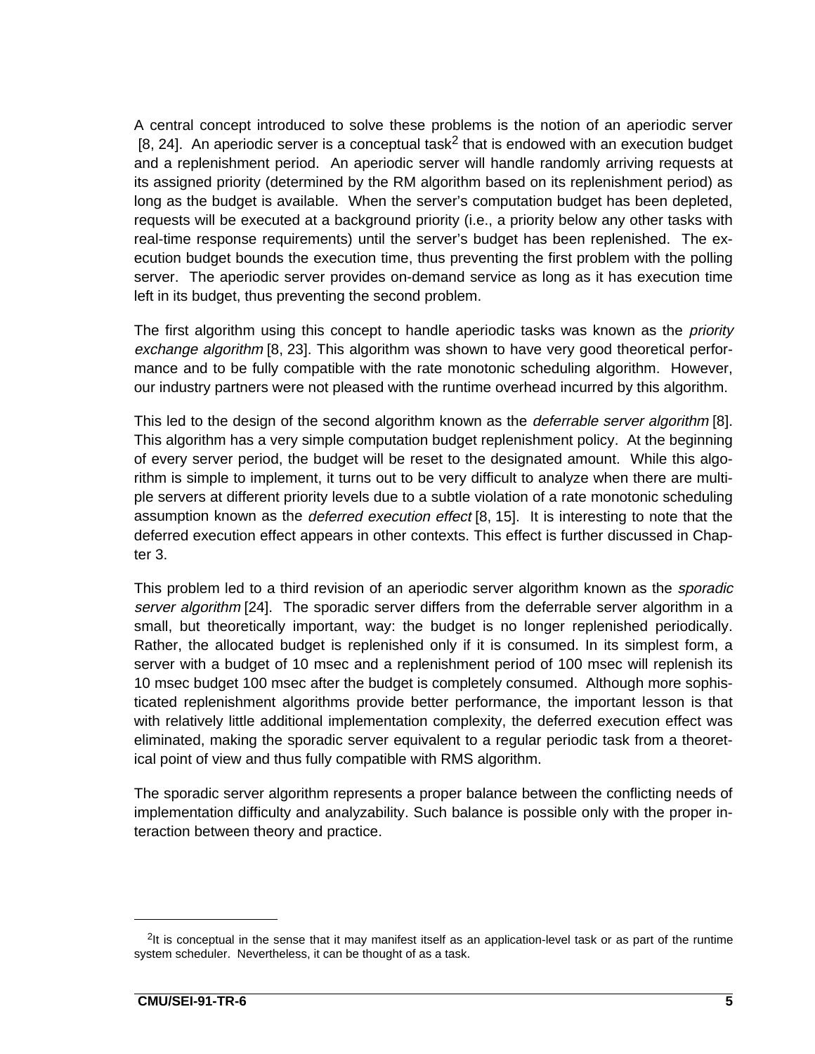A central concept introduced to solve these problems is the notion of an aperiodic server [8, 24]. An aperiodic server is a conceptual task[2] that is endowed with an execution budget and a replenishment period. An aperiodic server will handle randomly arriving requests at its assigned priority (determined by the RM algorithm based on its replenishment period) as long as the budget is available. When the server's computation budget has been depleted, requests will be executed at a background priority (i.e., a priority below any other tasks with real-time response requirements) until the server's budget has been replenished. The execution budget bounds the execution time, thus preventing the first problem with the polling server. The aperiodic server provides on-demand service as long as it has execution time left in its budget, thus preventing the second problem.

The first algorithm using this concept to handle aperiodic tasks was known as the *priority exchange algorithm* [8, 23]. This algorithm was shown to have very good theoretical performance and to be fully compatible with the rate monotonic scheduling algorithm. However, our industry partners were not pleased with the runtime overhead incurred by this algorithm.

This led to the design of the second algorithm known as the *deferrable server algorithm* [8]. This algorithm has a very simple computation budget replenishment policy. At the beginning of every server period, the budget will be reset to the designated amount. While this algorithm is simple to implement, it turns out to be very difficult to analyze when there are multiple servers at different priority levels due to a subtle violation of a rate monotonic scheduling assumption known as the *deferred execution effect* [8, 15]. It is interesting to note that the deferred execution effect appears in other contexts. This effect is further discussed in Chapter 3.

This problem led to a third revision of an aperiodic server algorithm known as the *sporadic server algorithm* [24]. The sporadic server differs from the deferrable server algorithm in a small, but theoretically important, way: the budget is no longer replenished periodically. Rather, the allocated budget is replenished only if it is consumed. In its simplest form, a server with a budget of 10 msec and a replenishment period of 100 msec will replenish its 10 msec budget 100 msec after the budget is completely consumed. Although more sophisticated replenishment algorithms provide better performance, the important lesson is that with relatively little additional implementation complexity, the deferred execution effect was eliminated, making the sporadic server equivalent to a regular periodic task from a theoretical point of view and thus fully compatible with RMS algorithm.

The sporadic server algorithm represents a proper balance between the conflicting needs of implementation difficulty and analyzability. Such balance is possible only with the proper interaction between theory and practice.

---

[2] It is conceptual in the sense that it may manifest itself as an application-level task or as part of the runtime system scheduler. Nevertheless, it can be thought of as a task.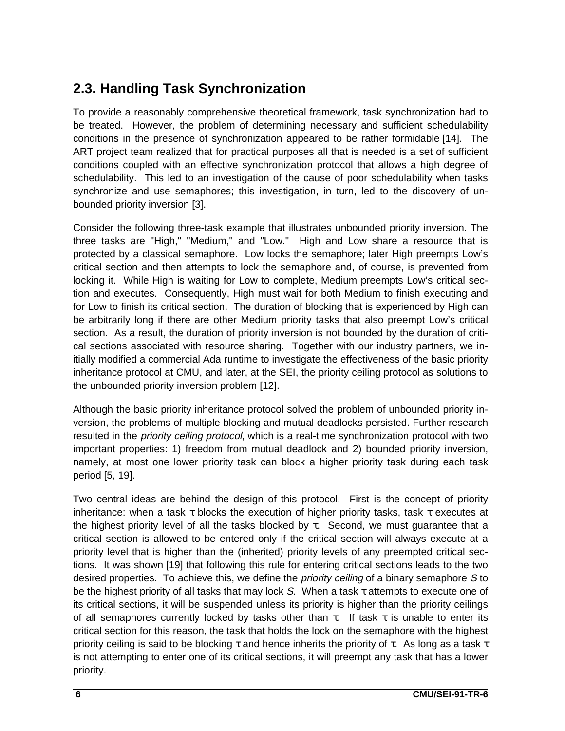## 2.3. Handling Task Synchronization

To provide a reasonably comprehensive theoretical framework, task synchronization had to be treated. However, the problem of determining necessary and sufficient schedulability conditions in the presence of synchronization appeared to be rather formidable [14]. The ART project team realized that for practical purposes all that is needed is a set of sufficient conditions coupled with an effective synchronization protocol that allows a high degree of schedulability. This led to an investigation of the cause of poor schedulability when tasks synchronize and use semaphores; this investigation, in turn, led to the discovery of unbounded priority inversion [3].

Consider the following three-task example that illustrates unbounded priority inversion. The three tasks are "High," "Medium," and "Low." High and Low share a resource that is protected by a classical semaphore. Low locks the semaphore; later High preempts Low's critical section and then attempts to lock the semaphore and, of course, is prevented from locking it. While High is waiting for Low to complete, Medium preempts Low's critical section and executes. Consequently, High must wait for both Medium to finish executing and for Low to finish its critical section. The duration of blocking that is experienced by High can be arbitrarily long if there are other Medium priority tasks that also preempt Low's critical section. As a result, the duration of priority inversion is not bounded by the duration of critical sections associated with resource sharing. Together with our industry partners, we initially modified a commercial Ada runtime to investigate the effectiveness of the basic priority inheritance protocol at CMU, and later, at the SEI, the priority ceiling protocol as solutions to the unbounded priority inversion problem [12].

Although the basic priority inheritance protocol solved the problem of unbounded priority inversion, the problems of multiple blocking and mutual deadlocks persisted. Further research resulted in the *priority ceiling protocol*, which is a real-time synchronization protocol with two important properties: 1) freedom from mutual deadlock and 2) bounded priority inversion, namely, at most one lower priority task can block a higher priority task during each task period [5, 19].

Two central ideas are behind the design of this protocol. First is the concept of priority inheritance: when a task $\tau$ blocks the execution of higher priority tasks, task $\tau$ executes at the highest priority level of all the tasks blocked by $\tau$. Second, we must guarantee that a critical section is allowed to be entered only if the critical section will always execute at a priority level that is higher than the (inherited) priority levels of any preempted critical sections. It was shown [19] that following this rule for entering critical sections leads to the two desired properties. To achieve this, we define the *priority ceiling* of a binary semaphore $S$ to be the highest priority of all tasks that may lock $S$. When a task $\tau$ attempts to execute one of its critical sections, it will be suspended unless its priority is higher than the priority ceilings of all semaphores currently locked by tasks other than $\tau$. If task $\tau$ is unable to enter its critical section for this reason, the task that holds the lock on the semaphore with the highest priority ceiling is said to be blocking $\tau$ and hence inherits the priority of $\tau$. As long as a task $\tau$ is not attempting to enter one of its critical sections, it will preempt any task that has a lower priority.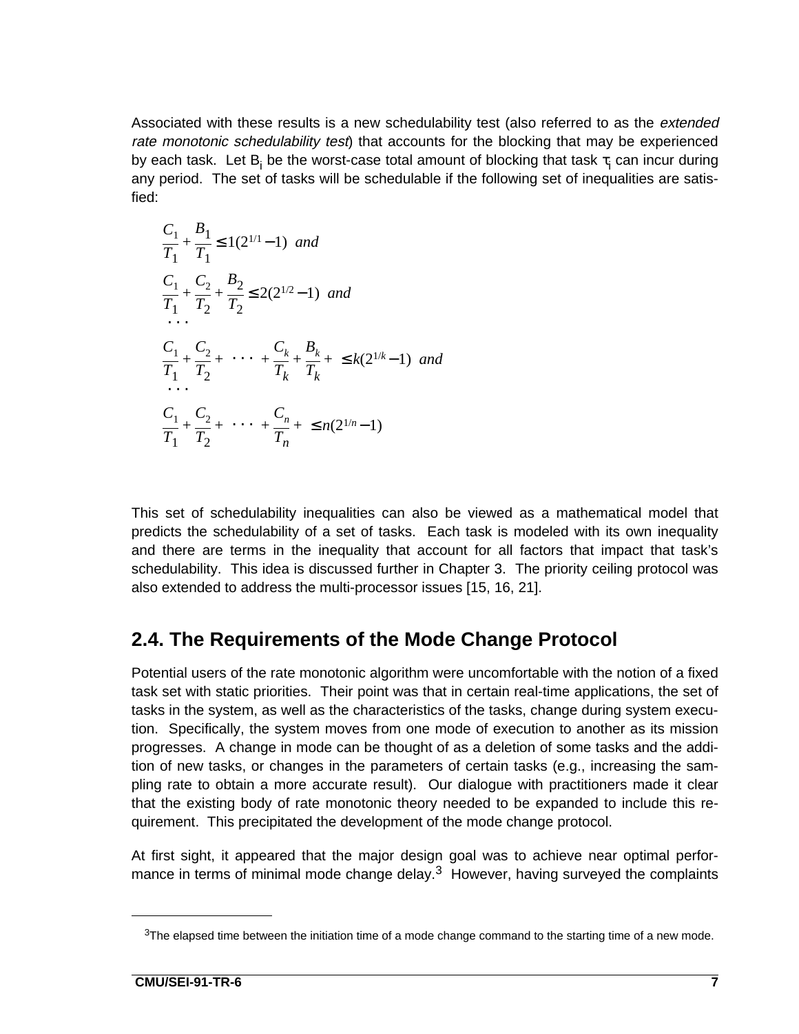Associated with these results is a new schedulability test (also referred to as the *extended rate monotonic schedulability test*) that accounts for the blocking that may be experienced by each task. Let $B_i$ be the worst-case total amount of blocking that task $\tau_i$ can incur during any period. The set of tasks will be schedulable if the following set of inequalities are satisfied:

$$\frac{C_1}{T_1} + \frac{B_1}{T_1} \le 1(2^{1/1} - 1) \;\; and$$

$$\frac{C_1}{T_1} + \frac{C_2}{T_2} + \frac{B_2}{T_2} \le 2(2^{1/2} - 1) \;\; and$$

$$\cdots$$

$$\frac{C_1}{T_1} + \frac{C_2}{T_2} + \cdots + \frac{C_k}{T_k} + \frac{B_k}{T_k} + \; \le k(2^{1/k} - 1) \;\; and$$

$$\cdots$$

$$\frac{C_1}{T_1} + \frac{C_2}{T_2} + \cdots + \frac{C_n}{T_n} + \; \le n(2^{1/n} - 1)$$

This set of schedulability inequalities can also be viewed as a mathematical model that predicts the schedulability of a set of tasks. Each task is modeled with its own inequality and there are terms in the inequality that account for all factors that impact that task's schedulability. This idea is discussed further in Chapter 3. The priority ceiling protocol was also extended to address the multi-processor issues [15, 16, 21].

## 2.4. The Requirements of the Mode Change Protocol

Potential users of the rate monotonic algorithm were uncomfortable with the notion of a fixed task set with static priorities. Their point was that in certain real-time applications, the set of tasks in the system, as well as the characteristics of the tasks, change during system execution. Specifically, the system moves from one mode of execution to another as its mission progresses. A change in mode can be thought of as a deletion of some tasks and the addition of new tasks, or changes in the parameters of certain tasks (e.g., increasing the sampling rate to obtain a more accurate result). Our dialogue with practitioners made it clear that the existing body of rate monotonic theory needed to be expanded to include this requirement. This precipitated the development of the mode change protocol.

At first sight, it appeared that the major design goal was to achieve near optimal performance in terms of minimal mode change delay.[3] However, having surveyed the complaints

[3] The elapsed time between the initiation time of a mode change command to the starting time of a new mode.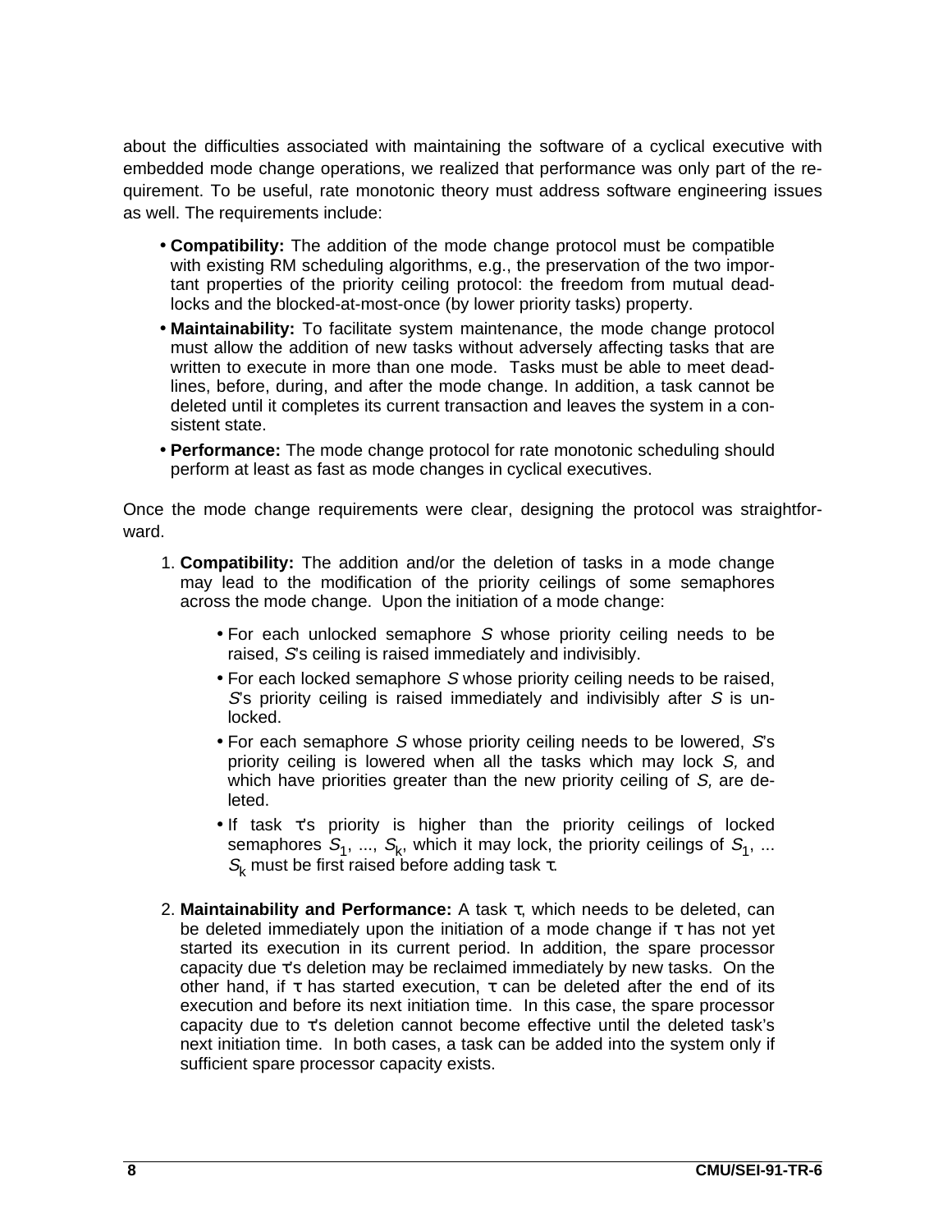about the difficulties associated with maintaining the software of a cyclical executive with embedded mode change operations, we realized that performance was only part of the requirement. To be useful, rate monotonic theory must address software engineering issues as well. The requirements include:

- **Compatibility:** The addition of the mode change protocol must be compatible with existing RM scheduling algorithms, e.g., the preservation of the two important properties of the priority ceiling protocol: the freedom from mutual deadlocks and the blocked-at-most-once (by lower priority tasks) property.
- **Maintainability:** To facilitate system maintenance, the mode change protocol must allow the addition of new tasks without adversely affecting tasks that are written to execute in more than one mode. Tasks must be able to meet deadlines, before, during, and after the mode change. In addition, a task cannot be deleted until it completes its current transaction and leaves the system in a consistent state.
- **Performance:** The mode change protocol for rate monotonic scheduling should perform at least as fast as mode changes in cyclical executives.

Once the mode change requirements were clear, designing the protocol was straightforward.

1. **Compatibility:** The addition and/or the deletion of tasks in a mode change may lead to the modification of the priority ceilings of some semaphores across the mode change. Upon the initiation of a mode change:
   - For each unlocked semaphore $S$ whose priority ceiling needs to be raised, $S$'s ceiling is raised immediately and indivisibly.
   - For each locked semaphore $S$ whose priority ceiling needs to be raised, $S$'s priority ceiling is raised immediately and indivisibly after $S$ is unlocked.
   - For each semaphore $S$ whose priority ceiling needs to be lowered, $S$'s priority ceiling is lowered when all the tasks which may lock $S$, and which have priorities greater than the new priority ceiling of $S$, are deleted.
   - If task $\tau$'s priority is higher than the priority ceilings of locked semaphores $S_1$, ..., $S_k$, which it may lock, the priority ceilings of $S_1$, ... $S_k$ must be first raised before adding task $\tau$.
2. **Maintainability and Performance:** A task $\tau$, which needs to be deleted, can be deleted immediately upon the initiation of a mode change if $\tau$ has not yet started its execution in its current period. In addition, the spare processor capacity due $\tau$'s deletion may be reclaimed immediately by new tasks. On the other hand, if $\tau$ has started execution, $\tau$ can be deleted after the end of its execution and before its next initiation time. In this case, the spare processor capacity due to $\tau$'s deletion cannot become effective until the deleted task's next initiation time. In both cases, a task can be added into the system only if sufficient spare processor capacity exists.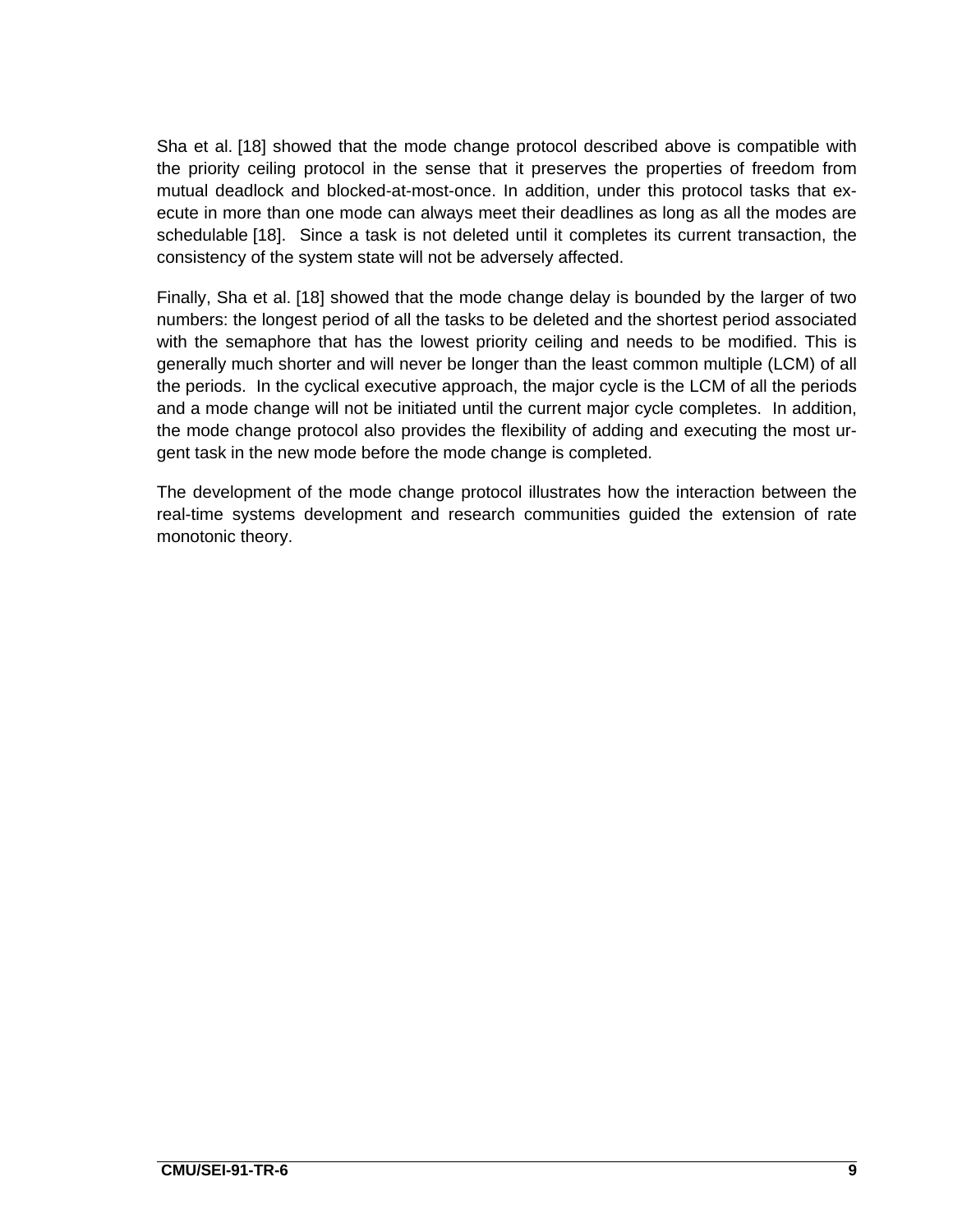Sha et al. [18] showed that the mode change protocol described above is compatible with the priority ceiling protocol in the sense that it preserves the properties of freedom from mutual deadlock and blocked-at-most-once. In addition, under this protocol tasks that execute in more than one mode can always meet their deadlines as long as all the modes are schedulable [18]. Since a task is not deleted until it completes its current transaction, the consistency of the system state will not be adversely affected.

Finally, Sha et al. [18] showed that the mode change delay is bounded by the larger of two numbers: the longest period of all the tasks to be deleted and the shortest period associated with the semaphore that has the lowest priority ceiling and needs to be modified. This is generally much shorter and will never be longer than the least common multiple (LCM) of all the periods. In the cyclical executive approach, the major cycle is the LCM of all the periods and a mode change will not be initiated until the current major cycle completes. In addition, the mode change protocol also provides the flexibility of adding and executing the most urgent task in the new mode before the mode change is completed.

The development of the mode change protocol illustrates how the interaction between the real-time systems development and research communities guided the extension of rate monotonic theory.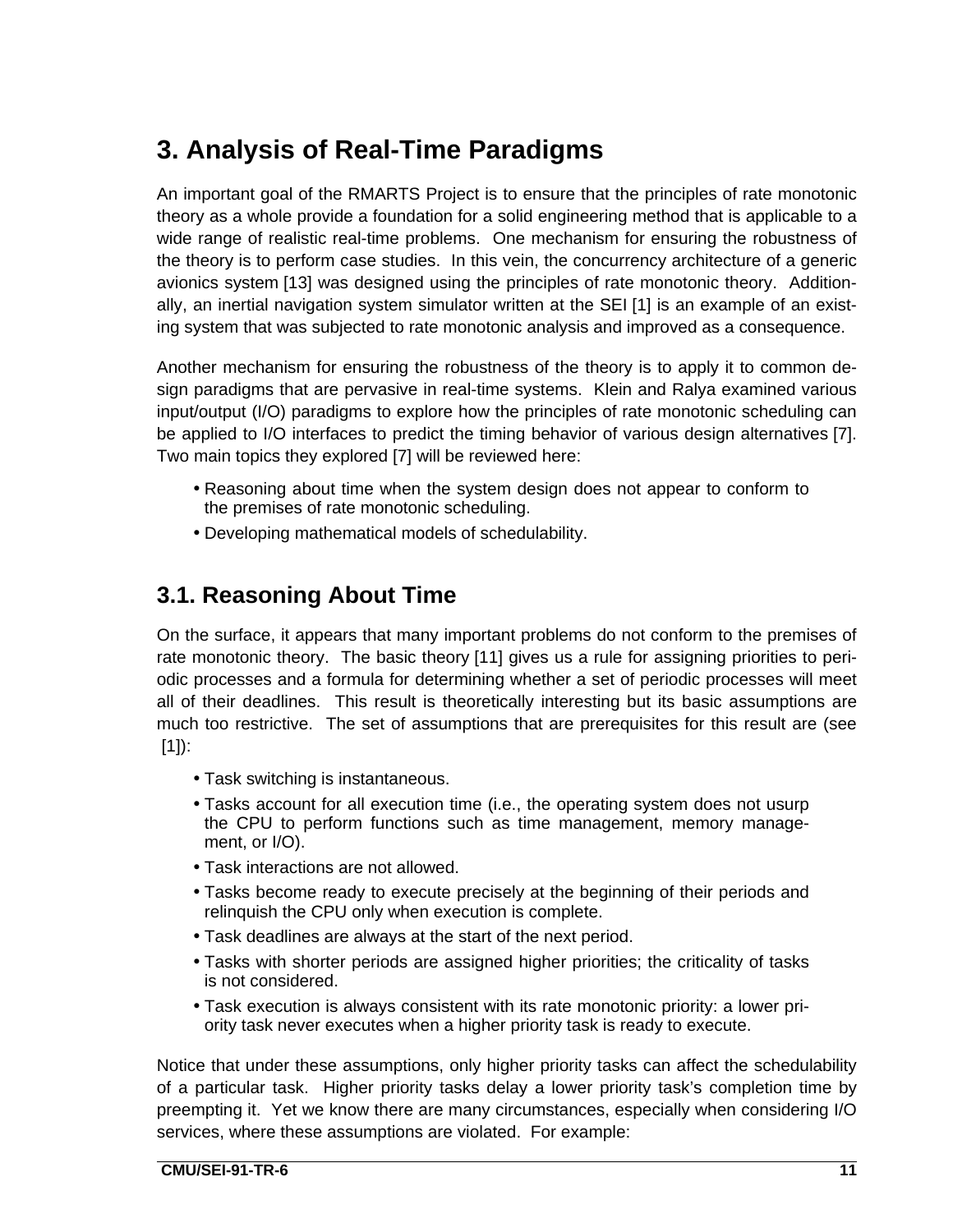# 3. Analysis of Real-Time Paradigms

An important goal of the RMARTS Project is to ensure that the principles of rate monotonic theory as a whole provide a foundation for a solid engineering method that is applicable to a wide range of realistic real-time problems. One mechanism for ensuring the robustness of the theory is to perform case studies. In this vein, the concurrency architecture of a generic avionics system [13] was designed using the principles of rate monotonic theory. Additionally, an inertial navigation system simulator written at the SEI [1] is an example of an existing system that was subjected to rate monotonic analysis and improved as a consequence.

Another mechanism for ensuring the robustness of the theory is to apply it to common design paradigms that are pervasive in real-time systems. Klein and Ralya examined various input/output (I/O) paradigms to explore how the principles of rate monotonic scheduling can be applied to I/O interfaces to predict the timing behavior of various design alternatives [7]. Two main topics they explored [7] will be reviewed here:

- Reasoning about time when the system design does not appear to conform to the premises of rate monotonic scheduling.
- Developing mathematical models of schedulability.

## 3.1. Reasoning About Time

On the surface, it appears that many important problems do not conform to the premises of rate monotonic theory. The basic theory [11] gives us a rule for assigning priorities to periodic processes and a formula for determining whether a set of periodic processes will meet all of their deadlines. This result is theoretically interesting but its basic assumptions are much too restrictive. The set of assumptions that are prerequisites for this result are (see [1]):

- Task switching is instantaneous.
- Tasks account for all execution time (i.e., the operating system does not usurp the CPU to perform functions such as time management, memory management, or I/O).
- Task interactions are not allowed.
- Tasks become ready to execute precisely at the beginning of their periods and relinquish the CPU only when execution is complete.
- Task deadlines are always at the start of the next period.
- Tasks with shorter periods are assigned higher priorities; the criticality of tasks is not considered.
- Task execution is always consistent with its rate monotonic priority: a lower priority task never executes when a higher priority task is ready to execute.

Notice that under these assumptions, only higher priority tasks can affect the schedulability of a particular task. Higher priority tasks delay a lower priority task's completion time by preempting it. Yet we know there are many circumstances, especially when considering I/O services, where these assumptions are violated. For example: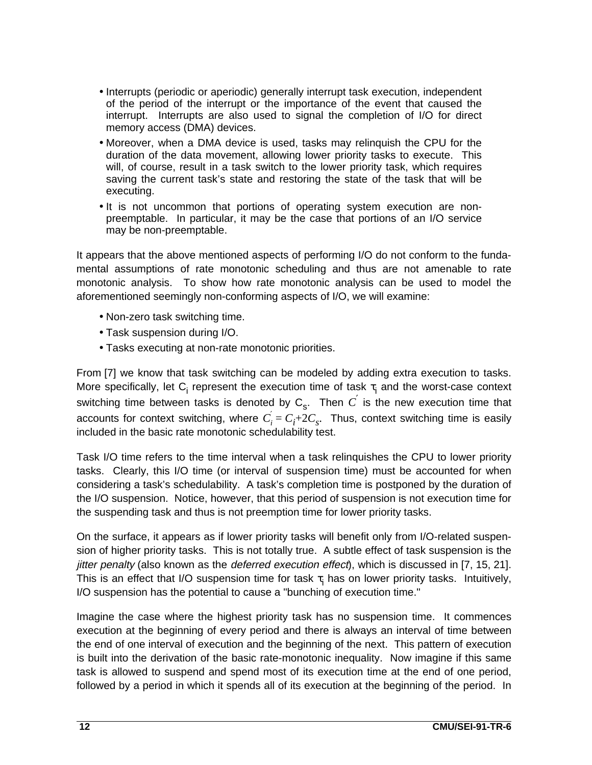- Interrupts (periodic or aperiodic) generally interrupt task execution, independent of the period of the interrupt or the importance of the event that caused the interrupt. Interrupts are also used to signal the completion of I/O for direct memory access (DMA) devices.
- Moreover, when a DMA device is used, tasks may relinquish the CPU for the duration of the data movement, allowing lower priority tasks to execute. This will, of course, result in a task switch to the lower priority task, which requires saving the current task's state and restoring the state of the task that will be executing.
- It is not uncommon that portions of operating system execution are non-preemptable. In particular, it may be the case that portions of an I/O service may be non-preemptable.

It appears that the above mentioned aspects of performing I/O do not conform to the fundamental assumptions of rate monotonic scheduling and thus are not amenable to rate monotonic analysis. To show how rate monotonic analysis can be used to model the aforementioned seemingly non-conforming aspects of I/O, we will examine:

- Non-zero task switching time.
- Task suspension during I/O.
- Tasks executing at non-rate monotonic priorities.

From [7] we know that task switching can be modeled by adding extra execution to tasks. More specifically, let $C_i$ represent the execution time of task $\tau_i$ and the worst-case context switching time between tasks is denoted by $C_S$. Then $C'$ is the new execution time that accounts for context switching, where $C_i' = C_i + 2C_S$. Thus, context switching time is easily included in the basic rate monotonic schedulability test.

Task I/O time refers to the time interval when a task relinquishes the CPU to lower priority tasks. Clearly, this I/O time (or interval of suspension time) must be accounted for when considering a task's schedulability. A task's completion time is postponed by the duration of the I/O suspension. Notice, however, that this period of suspension is not execution time for the suspending task and thus is not preemption time for lower priority tasks.

On the surface, it appears as if lower priority tasks will benefit only from I/O-related suspension of higher priority tasks. This is not totally true. A subtle effect of task suspension is the *jitter penalty* (also known as the *deferred execution effect*), which is discussed in [7, 15, 21]. This is an effect that I/O suspension time for task $\tau_i$ has on lower priority tasks. Intuitively, I/O suspension has the potential to cause a "bunching of execution time."

Imagine the case where the highest priority task has no suspension time. It commences execution at the beginning of every period and there is always an interval of time between the end of one interval of execution and the beginning of the next. This pattern of execution is built into the derivation of the basic rate-monotonic inequality. Now imagine if this same task is allowed to suspend and spend most of its execution time at the end of one period, followed by a period in which it spends all of its execution at the beginning of the period. In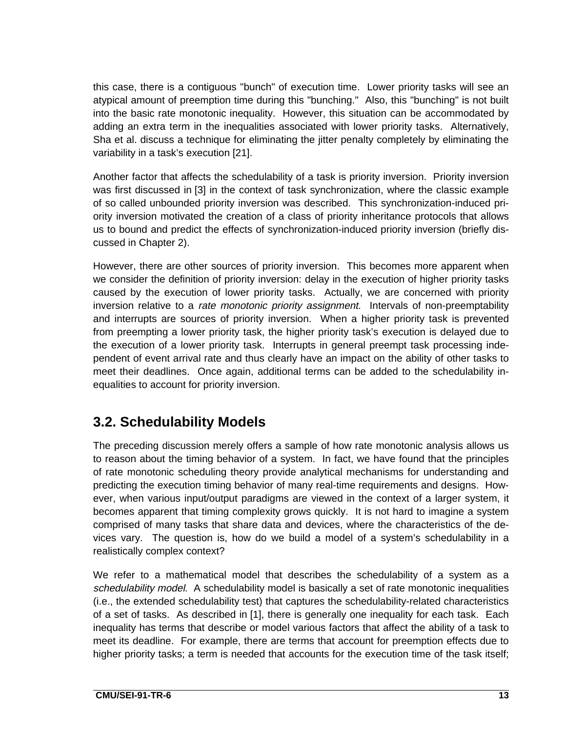this case, there is a contiguous "bunch" of execution time. Lower priority tasks will see an atypical amount of preemption time during this "bunching." Also, this "bunching" is not built into the basic rate monotonic inequality. However, this situation can be accommodated by adding an extra term in the inequalities associated with lower priority tasks. Alternatively, Sha et al. discuss a technique for eliminating the jitter penalty completely by eliminating the variability in a task's execution [21].

Another factor that affects the schedulability of a task is priority inversion. Priority inversion was first discussed in [3] in the context of task synchronization, where the classic example of so called unbounded priority inversion was described. This synchronization-induced priority inversion motivated the creation of a class of priority inheritance protocols that allows us to bound and predict the effects of synchronization-induced priority inversion (briefly discussed in Chapter 2).

However, there are other sources of priority inversion. This becomes more apparent when we consider the definition of priority inversion: delay in the execution of higher priority tasks caused by the execution of lower priority tasks. Actually, we are concerned with priority inversion relative to a *rate monotonic priority assignment*. Intervals of non-preemptability and interrupts are sources of priority inversion. When a higher priority task is prevented from preempting a lower priority task, the higher priority task's execution is delayed due to the execution of a lower priority task. Interrupts in general preempt task processing independent of event arrival rate and thus clearly have an impact on the ability of other tasks to meet their deadlines. Once again, additional terms can be added to the schedulability inequalities to account for priority inversion.

## 3.2. Schedulability Models

The preceding discussion merely offers a sample of how rate monotonic analysis allows us to reason about the timing behavior of a system. In fact, we have found that the principles of rate monotonic scheduling theory provide analytical mechanisms for understanding and predicting the execution timing behavior of many real-time requirements and designs. However, when various input/output paradigms are viewed in the context of a larger system, it becomes apparent that timing complexity grows quickly. It is not hard to imagine a system comprised of many tasks that share data and devices, where the characteristics of the devices vary. The question is, how do we build a model of a system's schedulability in a realistically complex context?

We refer to a mathematical model that describes the schedulability of a system as a *schedulability model*. A schedulability model is basically a set of rate monotonic inequalities (i.e., the extended schedulability test) that captures the schedulability-related characteristics of a set of tasks. As described in [1], there is generally one inequality for each task. Each inequality has terms that describe or model various factors that affect the ability of a task to meet its deadline. For example, there are terms that account for preemption effects due to higher priority tasks; a term is needed that accounts for the execution time of the task itself;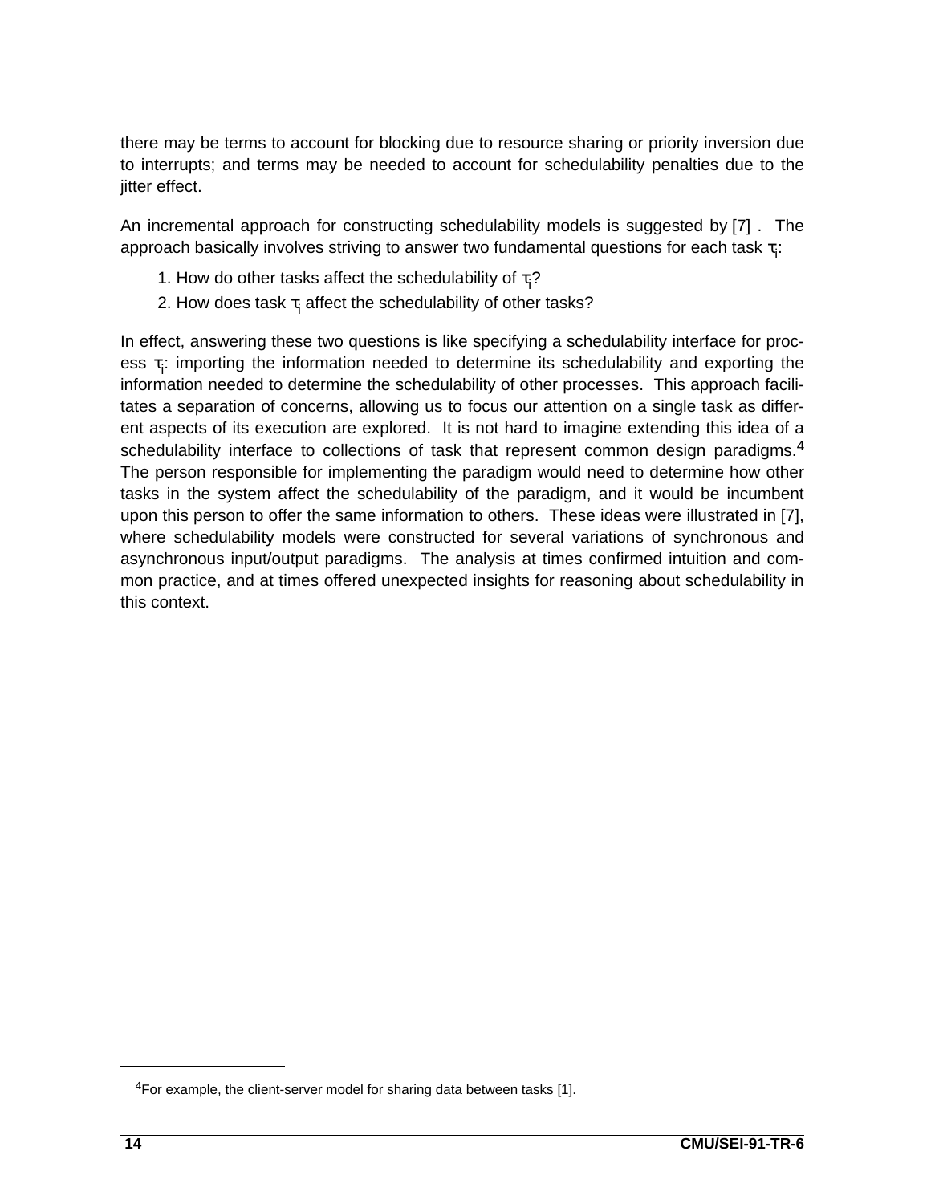there may be terms to account for blocking due to resource sharing or priority inversion due to interrupts; and terms may be needed to account for schedulability penalties due to the jitter effect.

An incremental approach for constructing schedulability models is suggested by [7] . The approach basically involves striving to answer two fundamental questions for each task $\tau_i$:

1. How do other tasks affect the schedulability of $\tau_i$?
2. How does task $\tau_i$ affect the schedulability of other tasks?

In effect, answering these two questions is like specifying a schedulability interface for process $\tau_i$: importing the information needed to determine its schedulability and exporting the information needed to determine the schedulability of other processes. This approach facilitates a separation of concerns, allowing us to focus our attention on a single task as different aspects of its execution are explored. It is not hard to imagine extending this idea of a schedulability interface to collections of task that represent common design paradigms.[4] The person responsible for implementing the paradigm would need to determine how other tasks in the system affect the schedulability of the paradigm, and it would be incumbent upon this person to offer the same information to others. These ideas were illustrated in [7], where schedulability models were constructed for several variations of synchronous and asynchronous input/output paradigms. The analysis at times confirmed intuition and common practice, and at times offered unexpected insights for reasoning about schedulability in this context.

[4] For example, the client-server model for sharing data between tasks [1].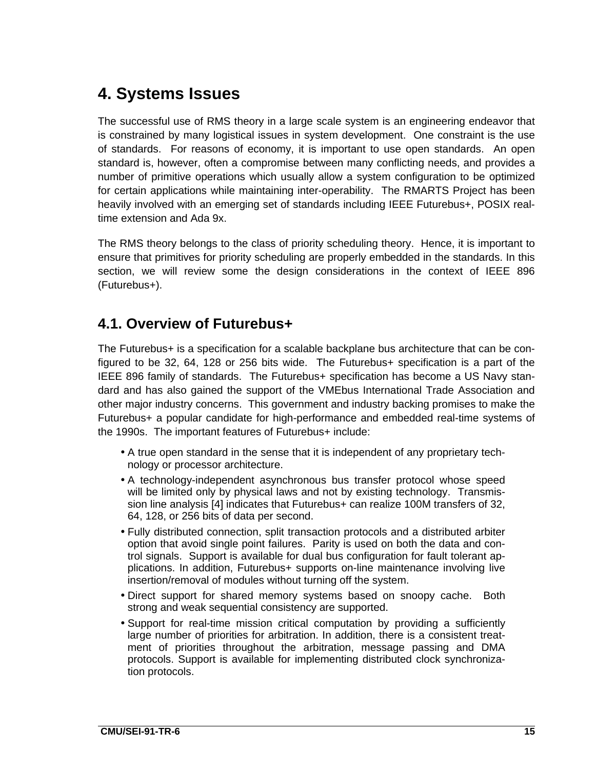# 4. Systems Issues

The successful use of RMS theory in a large scale system is an engineering endeavor that is constrained by many logistical issues in system development. One constraint is the use of standards. For reasons of economy, it is important to use open standards. An open standard is, however, often a compromise between many conflicting needs, and provides a number of primitive operations which usually allow a system configuration to be optimized for certain applications while maintaining inter-operability. The RMARTS Project has been heavily involved with an emerging set of standards including IEEE Futurebus+, POSIX real-time extension and Ada 9x.

The RMS theory belongs to the class of priority scheduling theory. Hence, it is important to ensure that primitives for priority scheduling are properly embedded in the standards. In this section, we will review some the design considerations in the context of IEEE 896 (Futurebus+).

## 4.1. Overview of Futurebus+

The Futurebus+ is a specification for a scalable backplane bus architecture that can be configured to be 32, 64, 128 or 256 bits wide. The Futurebus+ specification is a part of the IEEE 896 family of standards. The Futurebus+ specification has become a US Navy standard and has also gained the support of the VMEbus International Trade Association and other major industry concerns. This government and industry backing promises to make the Futurebus+ a popular candidate for high-performance and embedded real-time systems of the 1990s. The important features of Futurebus+ include:

- A true open standard in the sense that it is independent of any proprietary technology or processor architecture.
- A technology-independent asynchronous bus transfer protocol whose speed will be limited only by physical laws and not by existing technology. Transmission line analysis [4] indicates that Futurebus+ can realize 100M transfers of 32, 64, 128, or 256 bits of data per second.
- Fully distributed connection, split transaction protocols and a distributed arbiter option that avoid single point failures. Parity is used on both the data and control signals. Support is available for dual bus configuration for fault tolerant applications. In addition, Futurebus+ supports on-line maintenance involving live insertion/removal of modules without turning off the system.
- Direct support for shared memory systems based on snoopy cache. Both strong and weak sequential consistency are supported.
- Support for real-time mission critical computation by providing a sufficiently large number of priorities for arbitration. In addition, there is a consistent treatment of priorities throughout the arbitration, message passing and DMA protocols. Support is available for implementing distributed clock synchronization protocols.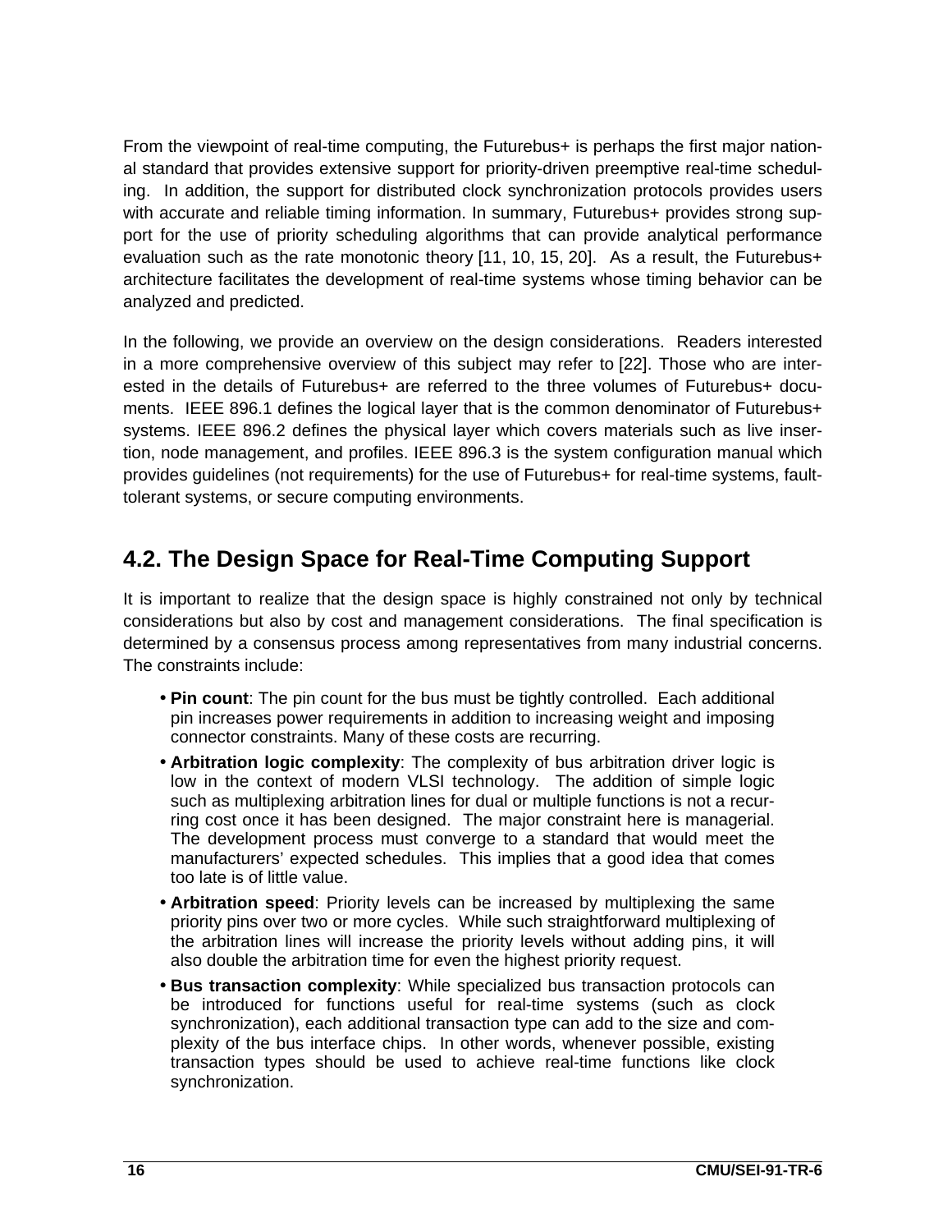From the viewpoint of real-time computing, the Futurebus+ is perhaps the first major national standard that provides extensive support for priority-driven preemptive real-time scheduling. In addition, the support for distributed clock synchronization protocols provides users with accurate and reliable timing information. In summary, Futurebus+ provides strong support for the use of priority scheduling algorithms that can provide analytical performance evaluation such as the rate monotonic theory [11, 10, 15, 20]. As a result, the Futurebus+ architecture facilitates the development of real-time systems whose timing behavior can be analyzed and predicted.

In the following, we provide an overview on the design considerations. Readers interested in a more comprehensive overview of this subject may refer to [22]. Those who are interested in the details of Futurebus+ are referred to the three volumes of Futurebus+ documents. IEEE 896.1 defines the logical layer that is the common denominator of Futurebus+ systems. IEEE 896.2 defines the physical layer which covers materials such as live insertion, node management, and profiles. IEEE 896.3 is the system configuration manual which provides guidelines (not requirements) for the use of Futurebus+ for real-time systems, fault-tolerant systems, or secure computing environments.

## 4.2. The Design Space for Real-Time Computing Support

It is important to realize that the design space is highly constrained not only by technical considerations but also by cost and management considerations. The final specification is determined by a consensus process among representatives from many industrial concerns. The constraints include:

- **Pin count**: The pin count for the bus must be tightly controlled. Each additional pin increases power requirements in addition to increasing weight and imposing connector constraints. Many of these costs are recurring.
- **Arbitration logic complexity**: The complexity of bus arbitration driver logic is low in the context of modern VLSI technology. The addition of simple logic such as multiplexing arbitration lines for dual or multiple functions is not a recurring cost once it has been designed. The major constraint here is managerial. The development process must converge to a standard that would meet the manufacturers' expected schedules. This implies that a good idea that comes too late is of little value.
- **Arbitration speed**: Priority levels can be increased by multiplexing the same priority pins over two or more cycles. While such straightforward multiplexing of the arbitration lines will increase the priority levels without adding pins, it will also double the arbitration time for even the highest priority request.
- **Bus transaction complexity**: While specialized bus transaction protocols can be introduced for functions useful for real-time systems (such as clock synchronization), each additional transaction type can add to the size and complexity of the bus interface chips. In other words, whenever possible, existing transaction types should be used to achieve real-time functions like clock synchronization.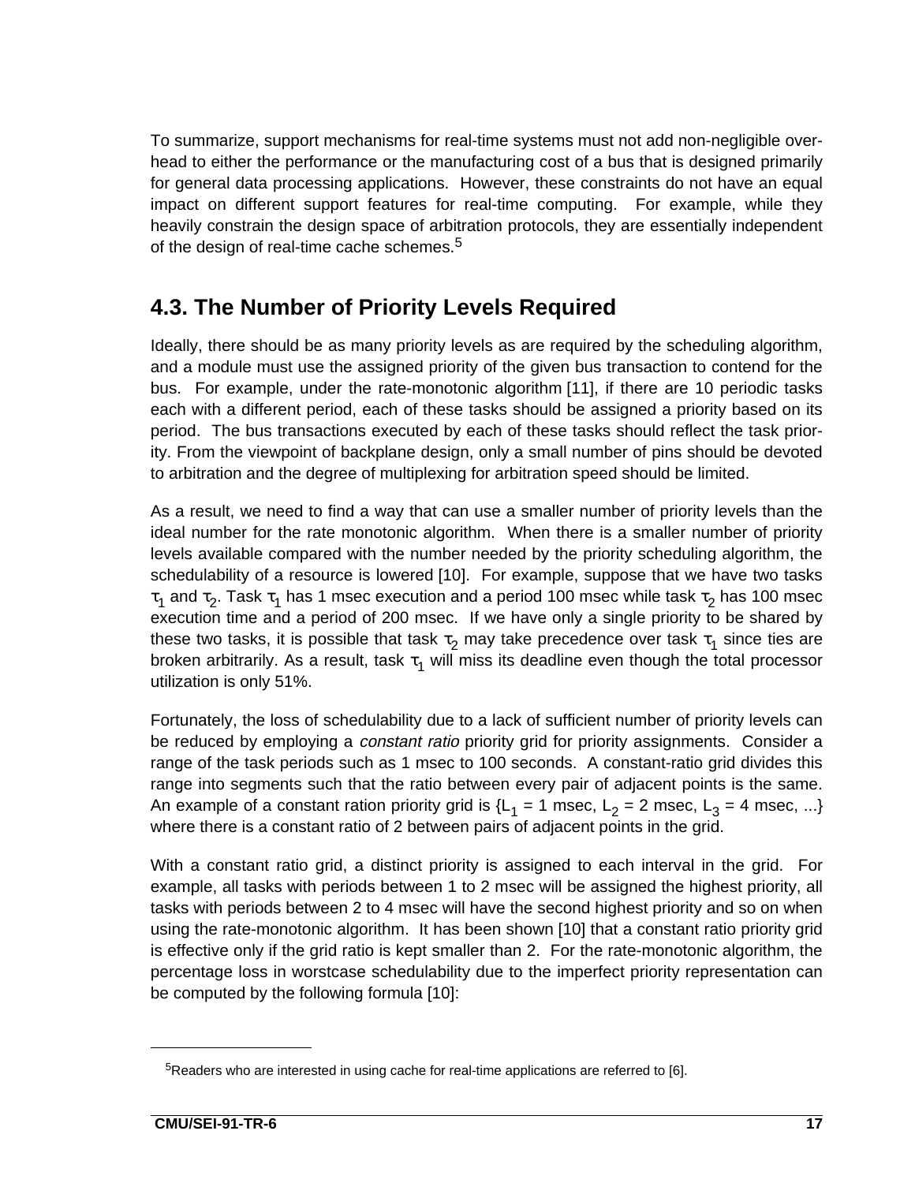To summarize, support mechanisms for real-time systems must not add non-negligible overhead to either the performance or the manufacturing cost of a bus that is designed primarily for general data processing applications. However, these constraints do not have an equal impact on different support features for real-time computing. For example, while they heavily constrain the design space of arbitration protocols, they are essentially independent of the design of real-time cache schemes.[5]

## 4.3. The Number of Priority Levels Required

Ideally, there should be as many priority levels as are required by the scheduling algorithm, and a module must use the assigned priority of the given bus transaction to contend for the bus. For example, under the rate-monotonic algorithm [11], if there are 10 periodic tasks each with a different period, each of these tasks should be assigned a priority based on its period. The bus transactions executed by each of these tasks should reflect the task priority. From the viewpoint of backplane design, only a small number of pins should be devoted to arbitration and the degree of multiplexing for arbitration speed should be limited.

As a result, we need to find a way that can use a smaller number of priority levels than the ideal number for the rate monotonic algorithm. When there is a smaller number of priority levels available compared with the number needed by the priority scheduling algorithm, the schedulability of a resource is lowered [10]. For example, suppose that we have two tasks $\tau_1$ and $\tau_2$. Task $\tau_1$ has 1 msec execution and a period 100 msec while task $\tau_2$ has 100 msec execution time and a period of 200 msec. If we have only a single priority to be shared by these two tasks, it is possible that task $\tau_2$ may take precedence over task $\tau_1$ since ties are broken arbitrarily. As a result, task $\tau_1$ will miss its deadline even though the total processor utilization is only 51%.

Fortunately, the loss of schedulability due to a lack of sufficient number of priority levels can be reduced by employing a *constant ratio* priority grid for priority assignments. Consider a range of the task periods such as 1 msec to 100 seconds. A constant-ratio grid divides this range into segments such that the ratio between every pair of adjacent points is the same. An example of a constant ration priority grid is {$L_1$ = 1 msec, $L_2$ = 2 msec, $L_3$ = 4 msec, ...} where there is a constant ratio of 2 between pairs of adjacent points in the grid.

With a constant ratio grid, a distinct priority is assigned to each interval in the grid. For example, all tasks with periods between 1 to 2 msec will be assigned the highest priority, all tasks with periods between 2 to 4 msec will have the second highest priority and so on when using the rate-monotonic algorithm. It has been shown [10] that a constant ratio priority grid is effective only if the grid ratio is kept smaller than 2. For the rate-monotonic algorithm, the percentage loss in worstcase schedulability due to the imperfect priority representation can be computed by the following formula [10]:

---

[5] Readers who are interested in using cache for real-time applications are referred to [6].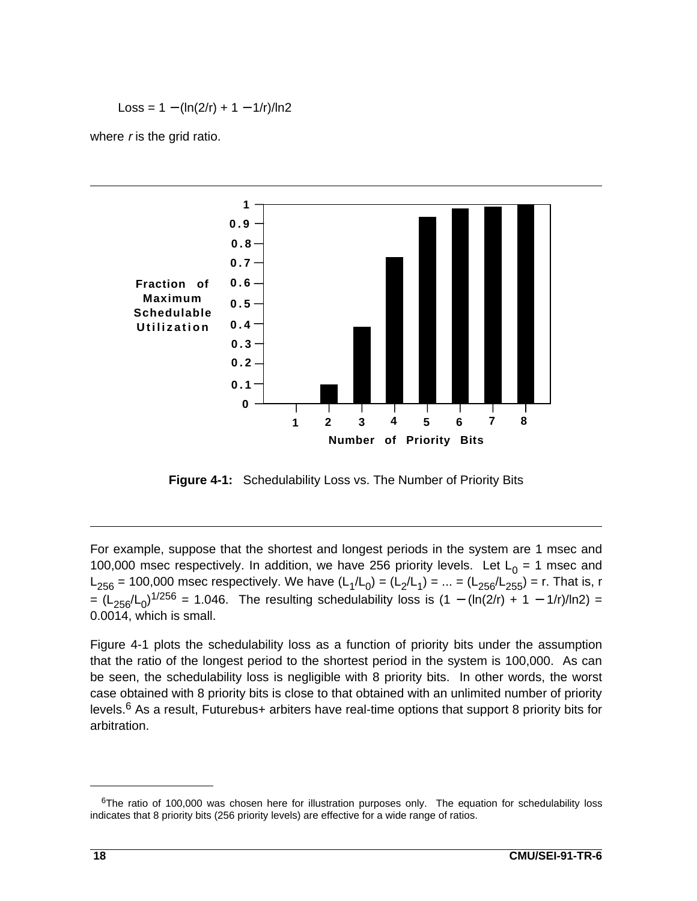$$\text{Loss} = 1 - (\ln(2/r) + 1 - 1/r)/\ln 2$$

where *r* is the grid ratio.

**Figure 4-1:** Schedulability Loss vs. The Number of Priority Bits

For example, suppose that the shortest and longest periods in the system are 1 msec and 100,000 msec respectively. In addition, we have 256 priority levels. Let $L_0$ = 1 msec and $L_{256}$ = 100,000 msec respectively. We have $(L_1/L_0) = (L_2/L_1) = ... = (L_{256}/L_{255}) = r$. That is, $r = (L_{256}/L_0)^{1/256} = 1.046$. The resulting schedulability loss is $(1 - (\ln(2/r) + 1 - 1/r)/\ln 2) = 0.0014$, which is small.

Figure 4-1 plots the schedulability loss as a function of priority bits under the assumption that the ratio of the longest period to the shortest period in the system is 100,000. As can be seen, the schedulability loss is negligible with 8 priority bits. In other words, the worst case obtained with 8 priority bits is close to that obtained with an unlimited number of priority levels.[6] As a result, Futurebus+ arbiters have real-time options that support 8 priority bits for arbitration.

[6] The ratio of 100,000 was chosen here for illustration purposes only. The equation for schedulability loss indicates that 8 priority bits (256 priority levels) are effective for a wide range of ratios.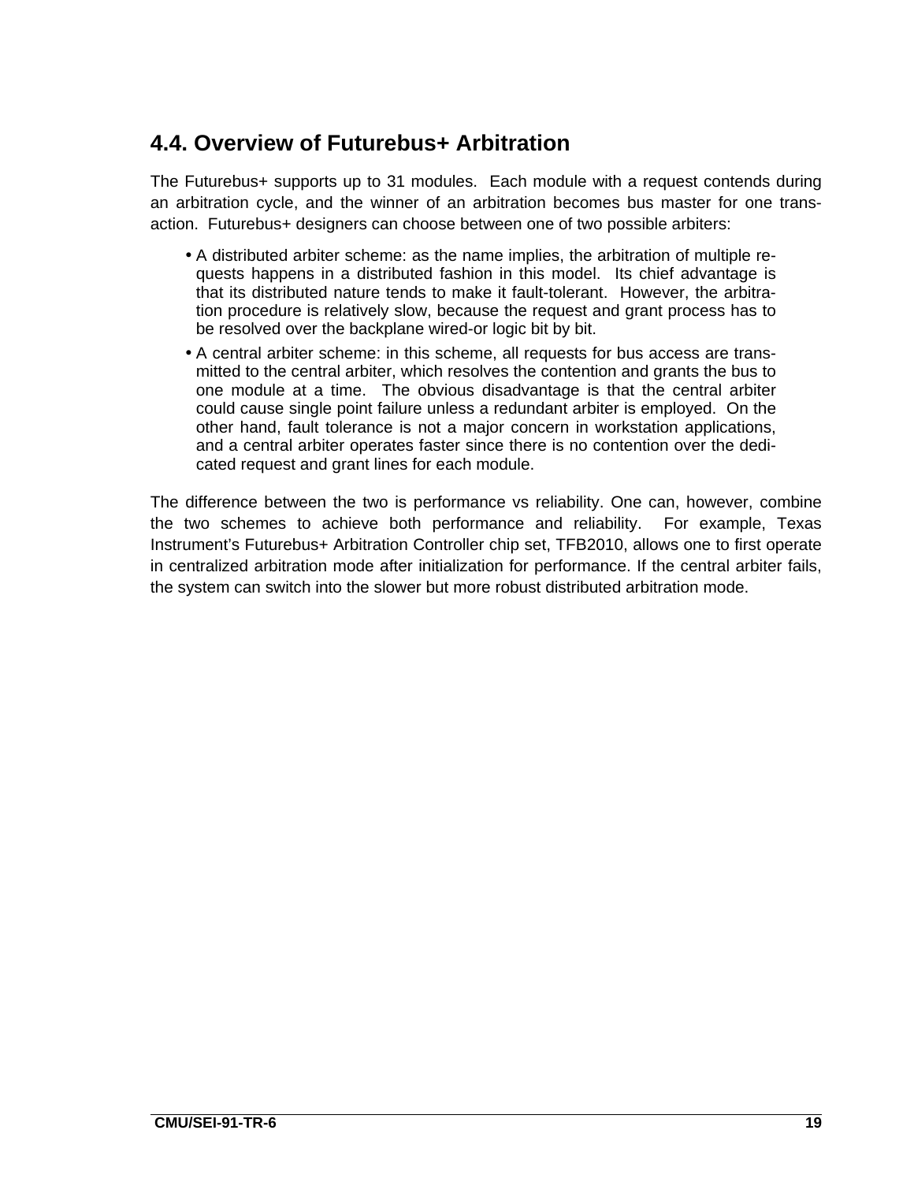## 4.4. Overview of Futurebus+ Arbitration

The Futurebus+ supports up to 31 modules. Each module with a request contends during an arbitration cycle, and the winner of an arbitration becomes bus master for one transaction. Futurebus+ designers can choose between one of two possible arbiters:

- A distributed arbiter scheme: as the name implies, the arbitration of multiple requests happens in a distributed fashion in this model. Its chief advantage is that its distributed nature tends to make it fault-tolerant. However, the arbitration procedure is relatively slow, because the request and grant process has to be resolved over the backplane wired-or logic bit by bit.
- A central arbiter scheme: in this scheme, all requests for bus access are transmitted to the central arbiter, which resolves the contention and grants the bus to one module at a time. The obvious disadvantage is that the central arbiter could cause single point failure unless a redundant arbiter is employed. On the other hand, fault tolerance is not a major concern in workstation applications, and a central arbiter operates faster since there is no contention over the dedicated request and grant lines for each module.

The difference between the two is performance vs reliability. One can, however, combine the two schemes to achieve both performance and reliability. For example, Texas Instrument's Futurebus+ Arbitration Controller chip set, TFB2010, allows one to first operate in centralized arbitration mode after initialization for performance. If the central arbiter fails, the system can switch into the slower but more robust distributed arbitration mode.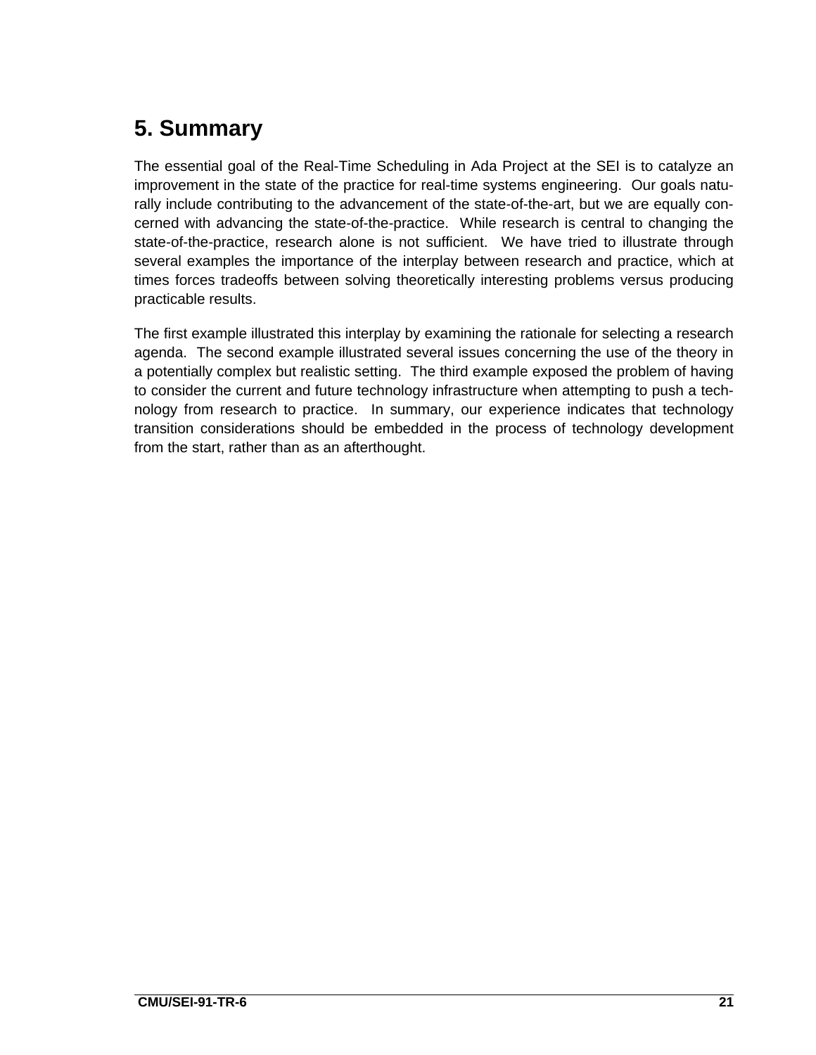# 5. Summary

The essential goal of the Real-Time Scheduling in Ada Project at the SEI is to catalyze an improvement in the state of the practice for real-time systems engineering. Our goals naturally include contributing to the advancement of the state-of-the-art, but we are equally concerned with advancing the state-of-the-practice. While research is central to changing the state-of-the-practice, research alone is not sufficient. We have tried to illustrate through several examples the importance of the interplay between research and practice, which at times forces tradeoffs between solving theoretically interesting problems versus producing practicable results.

The first example illustrated this interplay by examining the rationale for selecting a research agenda. The second example illustrated several issues concerning the use of the theory in a potentially complex but realistic setting. The third example exposed the problem of having to consider the current and future technology infrastructure when attempting to push a technology from research to practice. In summary, our experience indicates that technology transition considerations should be embedded in the process of technology development from the start, rather than as an afterthought.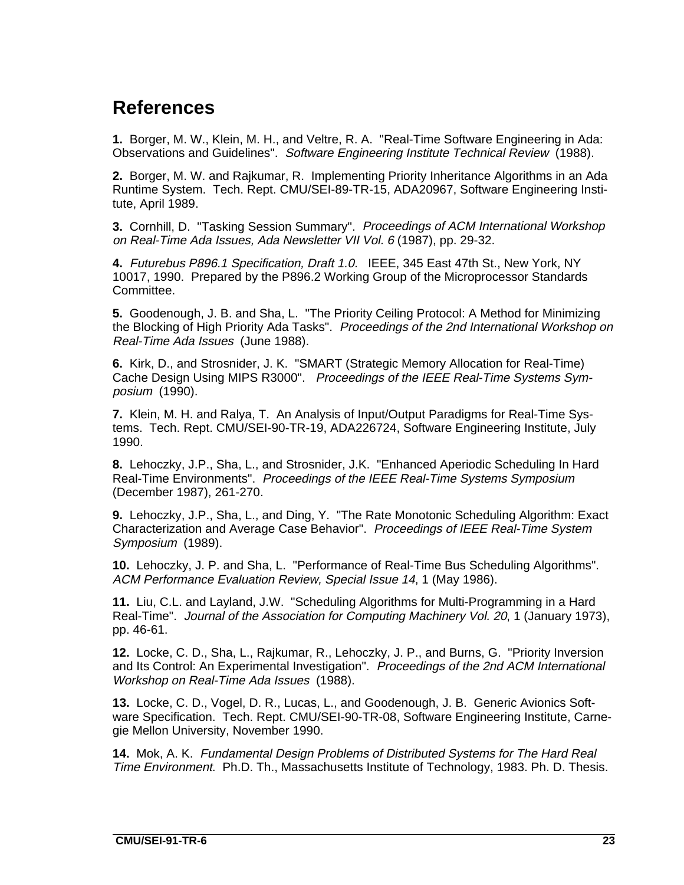# References

**1.** Borger, M. W., Klein, M. H., and Veltre, R. A. "Real-Time Software Engineering in Ada: Observations and Guidelines". *Software Engineering Institute Technical Review* (1988).

**2.** Borger, M. W. and Rajkumar, R. Implementing Priority Inheritance Algorithms in an Ada Runtime System. Tech. Rept. CMU/SEI-89-TR-15, ADA20967, Software Engineering Institute, April 1989.

**3.** Cornhill, D. "Tasking Session Summary". *Proceedings of ACM International Workshop on Real-Time Ada Issues, Ada Newsletter VII Vol. 6* (1987), pp. 29-32.

**4.** *Futurebus P896.1 Specification, Draft 1.0.* IEEE, 345 East 47th St., New York, NY 10017, 1990. Prepared by the P896.2 Working Group of the Microprocessor Standards Committee.

**5.** Goodenough, J. B. and Sha, L. "The Priority Ceiling Protocol: A Method for Minimizing the Blocking of High Priority Ada Tasks". *Proceedings of the 2nd International Workshop on Real-Time Ada Issues* (June 1988).

**6.** Kirk, D., and Strosnider, J. K. "SMART (Strategic Memory Allocation for Real-Time) Cache Design Using MIPS R3000". *Proceedings of the IEEE Real-Time Systems Symposium* (1990).

**7.** Klein, M. H. and Ralya, T. An Analysis of Input/Output Paradigms for Real-Time Systems. Tech. Rept. CMU/SEI-90-TR-19, ADA226724, Software Engineering Institute, July 1990.

**8.** Lehoczky, J.P., Sha, L., and Strosnider, J.K. "Enhanced Aperiodic Scheduling In Hard Real-Time Environments". *Proceedings of the IEEE Real-Time Systems Symposium* (December 1987), 261-270.

**9.** Lehoczky, J.P., Sha, L., and Ding, Y. "The Rate Monotonic Scheduling Algorithm: Exact Characterization and Average Case Behavior". *Proceedings of IEEE Real-Time System Symposium* (1989).

**10.** Lehoczky, J. P. and Sha, L. "Performance of Real-Time Bus Scheduling Algorithms". *ACM Performance Evaluation Review, Special Issue 14*, 1 (May 1986).

**11.** Liu, C.L. and Layland, J.W. "Scheduling Algorithms for Multi-Programming in a Hard Real-Time". *Journal of the Association for Computing Machinery Vol. 20*, 1 (January 1973), pp. 46-61.

**12.** Locke, C. D., Sha, L., Rajkumar, R., Lehoczky, J. P., and Burns, G. "Priority Inversion and Its Control: An Experimental Investigation". *Proceedings of the 2nd ACM International Workshop on Real-Time Ada Issues* (1988).

**13.** Locke, C. D., Vogel, D. R., Lucas, L., and Goodenough, J. B. Generic Avionics Software Specification. Tech. Rept. CMU/SEI-90-TR-08, Software Engineering Institute, Carnegie Mellon University, November 1990.

**14.** Mok, A. K. *Fundamental Design Problems of Distributed Systems for The Hard Real Time Environment*. Ph.D. Th., Massachusetts Institute of Technology, 1983. Ph. D. Thesis.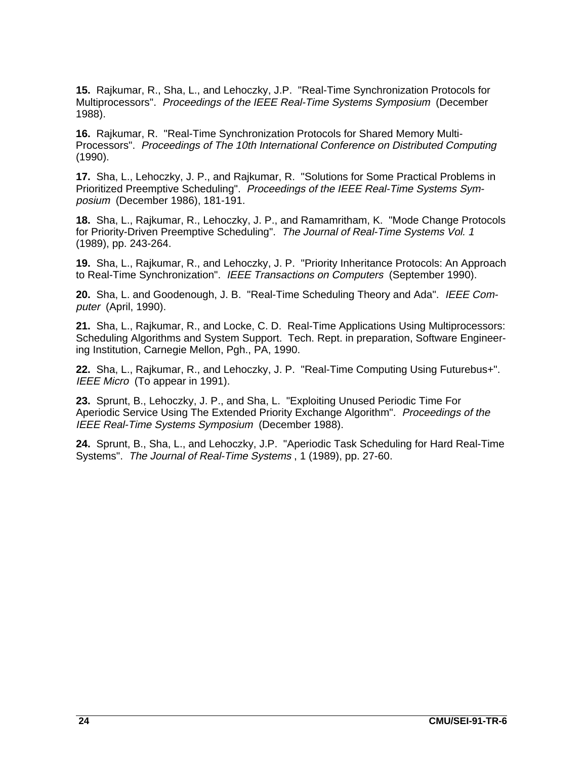**15.** Rajkumar, R., Sha, L., and Lehoczky, J.P. "Real-Time Synchronization Protocols for Multiprocessors". *Proceedings of the IEEE Real-Time Systems Symposium* (December 1988).

**16.** Rajkumar, R. "Real-Time Synchronization Protocols for Shared Memory Multi-Processors". *Proceedings of The 10th International Conference on Distributed Computing* (1990).

**17.** Sha, L., Lehoczky, J. P., and Rajkumar, R. "Solutions for Some Practical Problems in Prioritized Preemptive Scheduling". *Proceedings of the IEEE Real-Time Systems Symposium* (December 1986), 181-191.

**18.** Sha, L., Rajkumar, R., Lehoczky, J. P., and Ramamritham, K. "Mode Change Protocols for Priority-Driven Preemptive Scheduling". *The Journal of Real-Time Systems Vol. 1* (1989), pp. 243-264.

**19.** Sha, L., Rajkumar, R., and Lehoczky, J. P. "Priority Inheritance Protocols: An Approach to Real-Time Synchronization". *IEEE Transactions on Computers* (September 1990).

**20.** Sha, L. and Goodenough, J. B. "Real-Time Scheduling Theory and Ada". *IEEE Computer* (April, 1990).

**21.** Sha, L., Rajkumar, R., and Locke, C. D. Real-Time Applications Using Multiprocessors: Scheduling Algorithms and System Support. Tech. Rept. in preparation, Software Engineering Institution, Carnegie Mellon, Pgh., PA, 1990.

**22.** Sha, L., Rajkumar, R., and Lehoczky, J. P. "Real-Time Computing Using Futurebus+". *IEEE Micro* (To appear in 1991).

**23.** Sprunt, B., Lehoczky, J. P., and Sha, L. "Exploiting Unused Periodic Time For Aperiodic Service Using The Extended Priority Exchange Algorithm". *Proceedings of the IEEE Real-Time Systems Symposium* (December 1988).

**24.** Sprunt, B., Sha, L., and Lehoczky, J.P. "Aperiodic Task Scheduling for Hard Real-Time Systems". *The Journal of Real-Time Systems* , 1 (1989), pp. 27-60.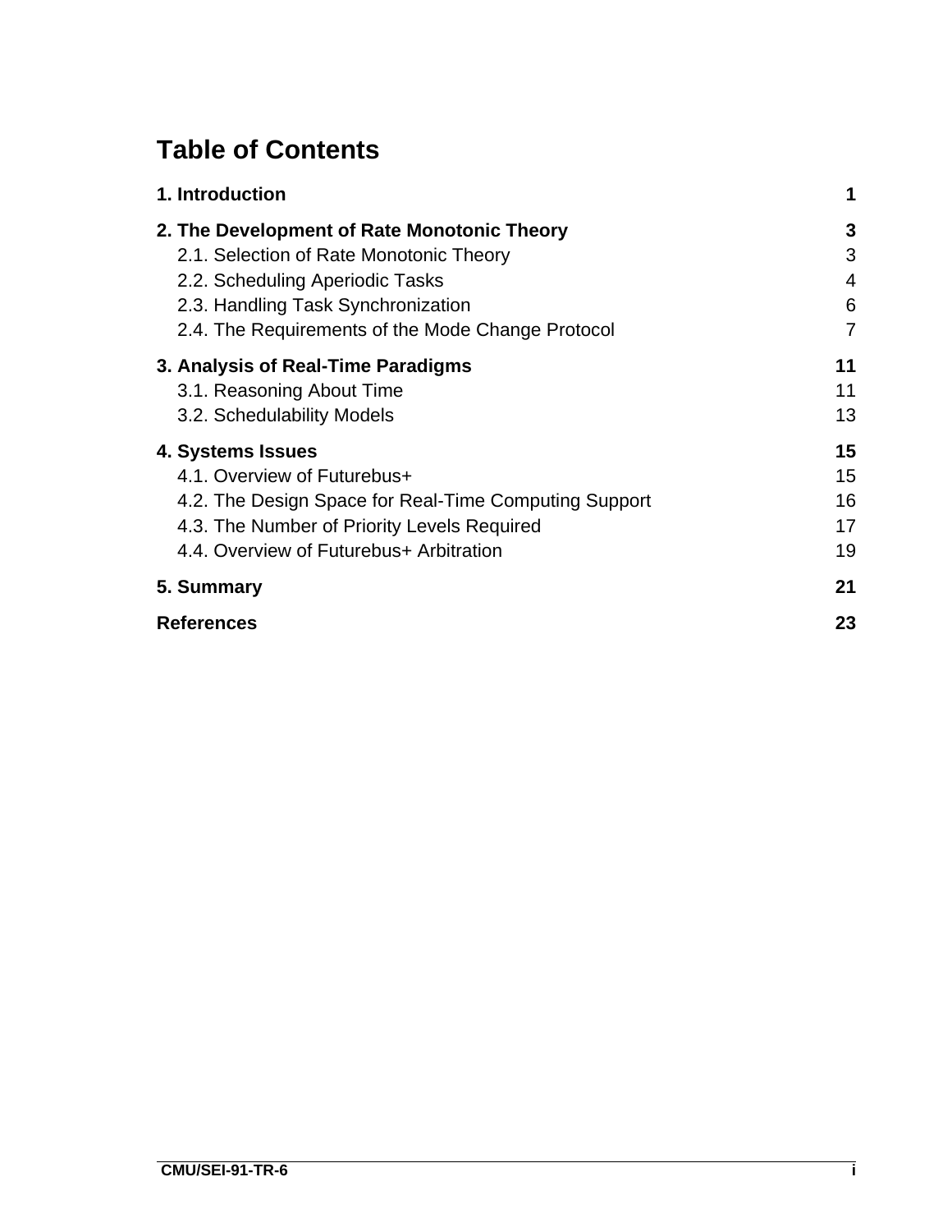# Table of Contents

| | |
|---|---|
| **1. Introduction** | **1** |
| **2. The Development of Rate Monotonic Theory** | **3** |
| 2.1. Selection of Rate Monotonic Theory | 3 |
| 2.2. Scheduling Aperiodic Tasks | 4 |
| 2.3. Handling Task Synchronization | 6 |
| 2.4. The Requirements of the Mode Change Protocol | 7 |
| **3. Analysis of Real-Time Paradigms** | **11** |
| 3.1. Reasoning About Time | 11 |
| 3.2. Schedulability Models | 13 |
| **4. Systems Issues** | **15** |
| 4.1. Overview of Futurebus+ | 15 |
| 4.2. The Design Space for Real-Time Computing Support | 16 |
| 4.3. The Number of Priority Levels Required | 17 |
| 4.4. Overview of Futurebus+ Arbitration | 19 |
| **5. Summary** | **21** |
| **References** | **23** |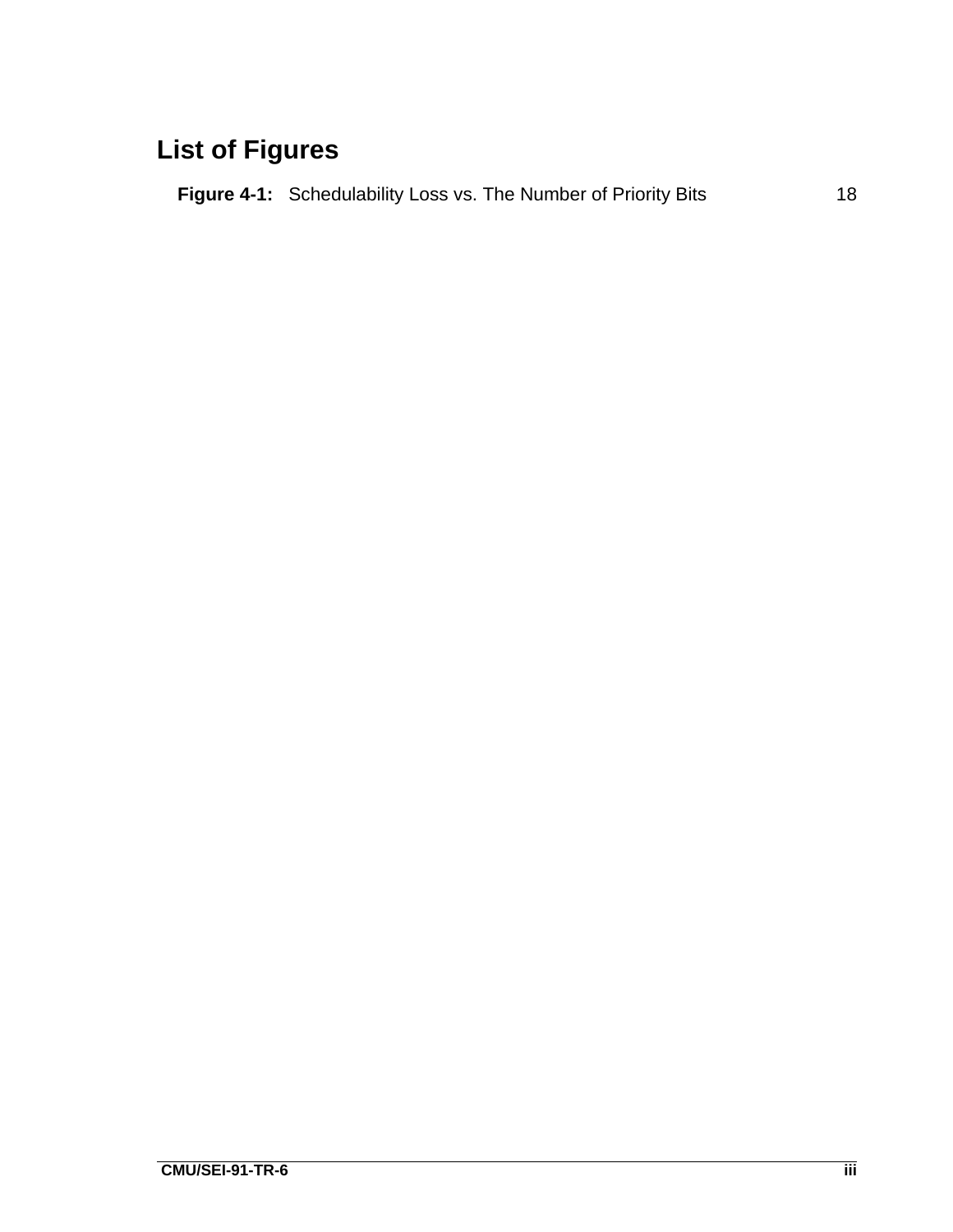# List of Figures

**Figure 4-1:** Schedulability Loss vs. The Number of Priority Bits 18